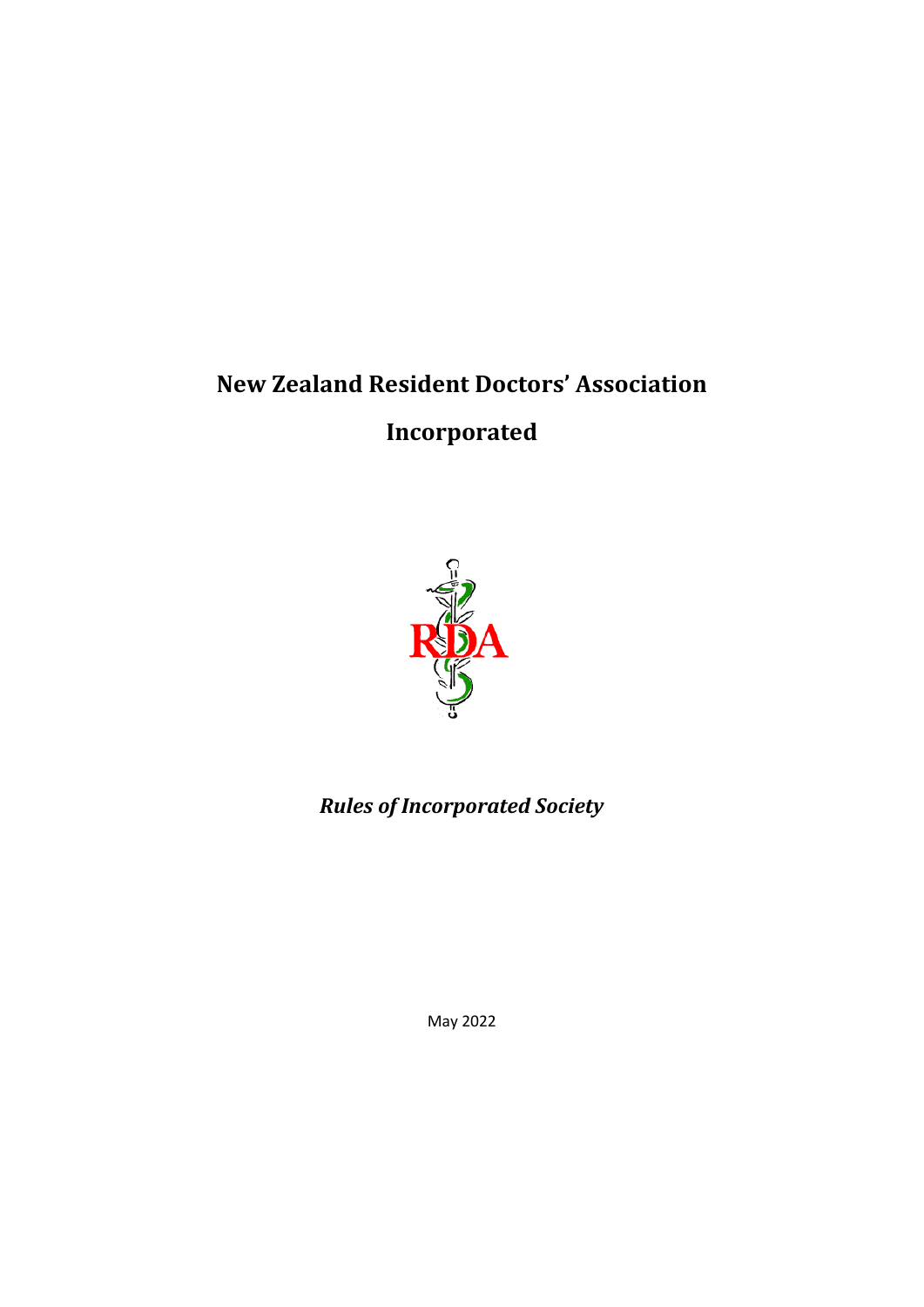# New Zealand Resident Doctors' Association Incorporated

RDA

***Rules of Incorporated Society***

May 2022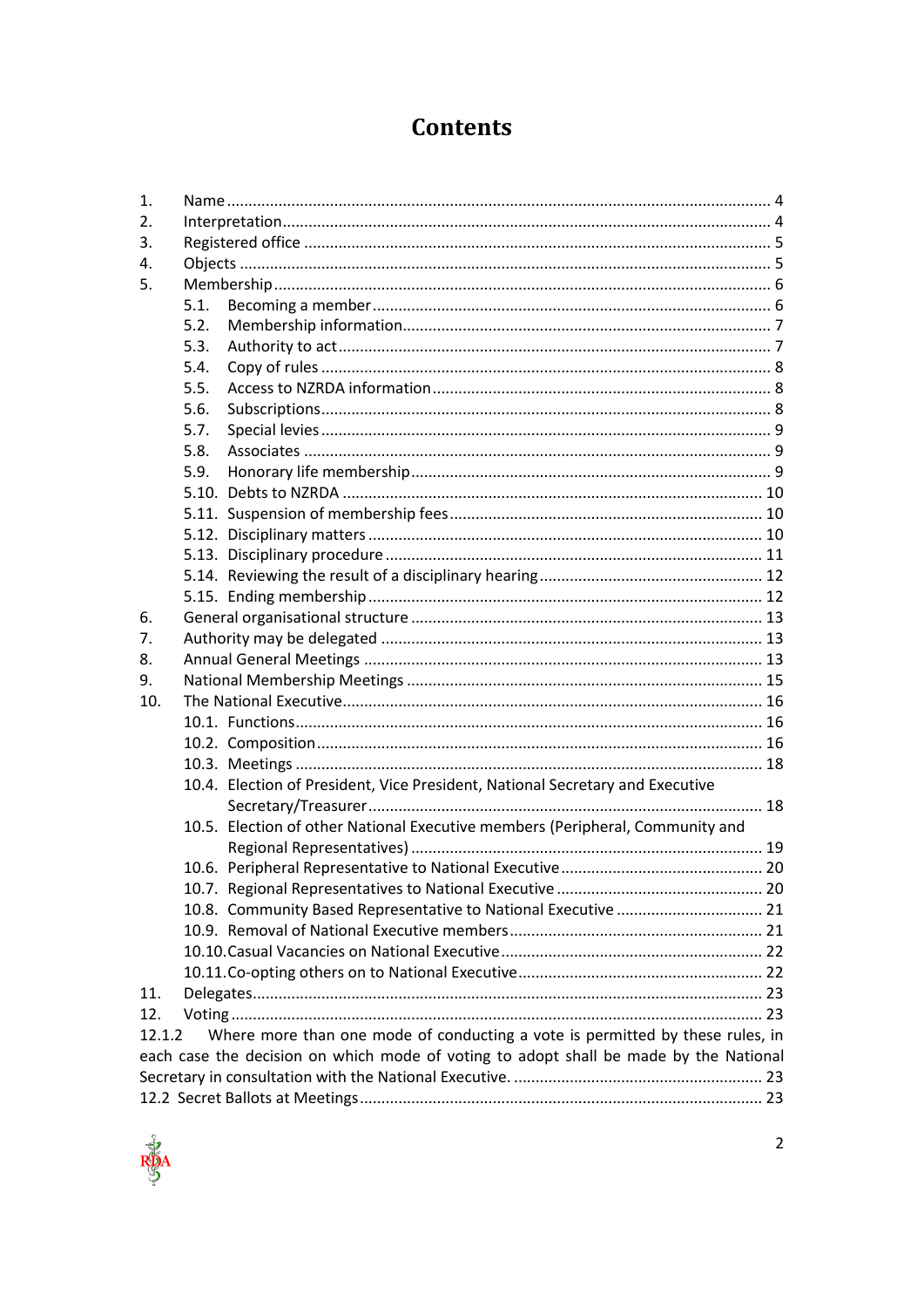# Contents

1. Name ........................................................................................................................ 4
2. Interpretation ........................................................................................................... 4
3. Registered office ...................................................................................................... 5
4. Objects ..................................................................................................................... 5
5. Membership ............................................................................................................. 6
   - 5.1. Becoming a member ........................................................................................ 6
   - 5.2. Membership information .................................................................................. 7
   - 5.3. Authority to act ................................................................................................. 7
   - 5.4. Copy of rules .................................................................................................... 8
   - 5.5. Access to NZRDA information ......................................................................... 8
   - 5.6. Subscriptions .................................................................................................... 8
   - 5.7. Special levies .................................................................................................... 9
   - 5.8. Associates ........................................................................................................ 9
   - 5.9. Honorary life membership ................................................................................ 9
   - 5.10. Debts to NZRDA ............................................................................................ 10
   - 5.11. Suspension of membership fees ................................................................... 10
   - 5.12. Disciplinary matters ...................................................................................... 10
   - 5.13. Disciplinary procedure ................................................................................... 11
   - 5.14. Reviewing the result of a disciplinary hearing ............................................... 12
   - 5.15. Ending membership ....................................................................................... 12
6. General organisational structure ........................................................................... 13
7. Authority may be delegated .................................................................................. 13
8. Annual General Meetings ...................................................................................... 13
9. National Membership Meetings ............................................................................. 15
10. The National Executive ......................................................................................... 16
    - 10.1. Functions ....................................................................................................... 16
    - 10.2. Composition ................................................................................................... 16
    - 10.3. Meetings ........................................................................................................ 18
    - 10.4. Election of President, Vice President, National Secretary and Executive Secretary/Treasurer ........................................................................................................ 18
    - 10.5. Election of other National Executive members (Peripheral, Community and Regional Representatives) ........................................................................................ 19
    - 10.6. Peripheral Representative to National Executive ......................................... 20
    - 10.7. Regional Representatives to National Executive .......................................... 20
    - 10.8. Community Based Representative to National Executive ............................. 21
    - 10.9. Removal of National Executive members ...................................................... 21
    - 10.10. Casual Vacancies on National Executive .................................................... 22
    - 10.11. Co-opting others on to National Executive .................................................. 22
11. Delegates .............................................................................................................. 23
12. Voting .................................................................................................................... 23

12.1.2 Where more than one mode of conducting a vote is permitted by these rules, in each case the decision on which mode of voting to adopt shall be made by the National Secretary in consultation with the National Executive. ............................................................ 23

12.2 Secret Ballots at Meetings ..................................................................................... 23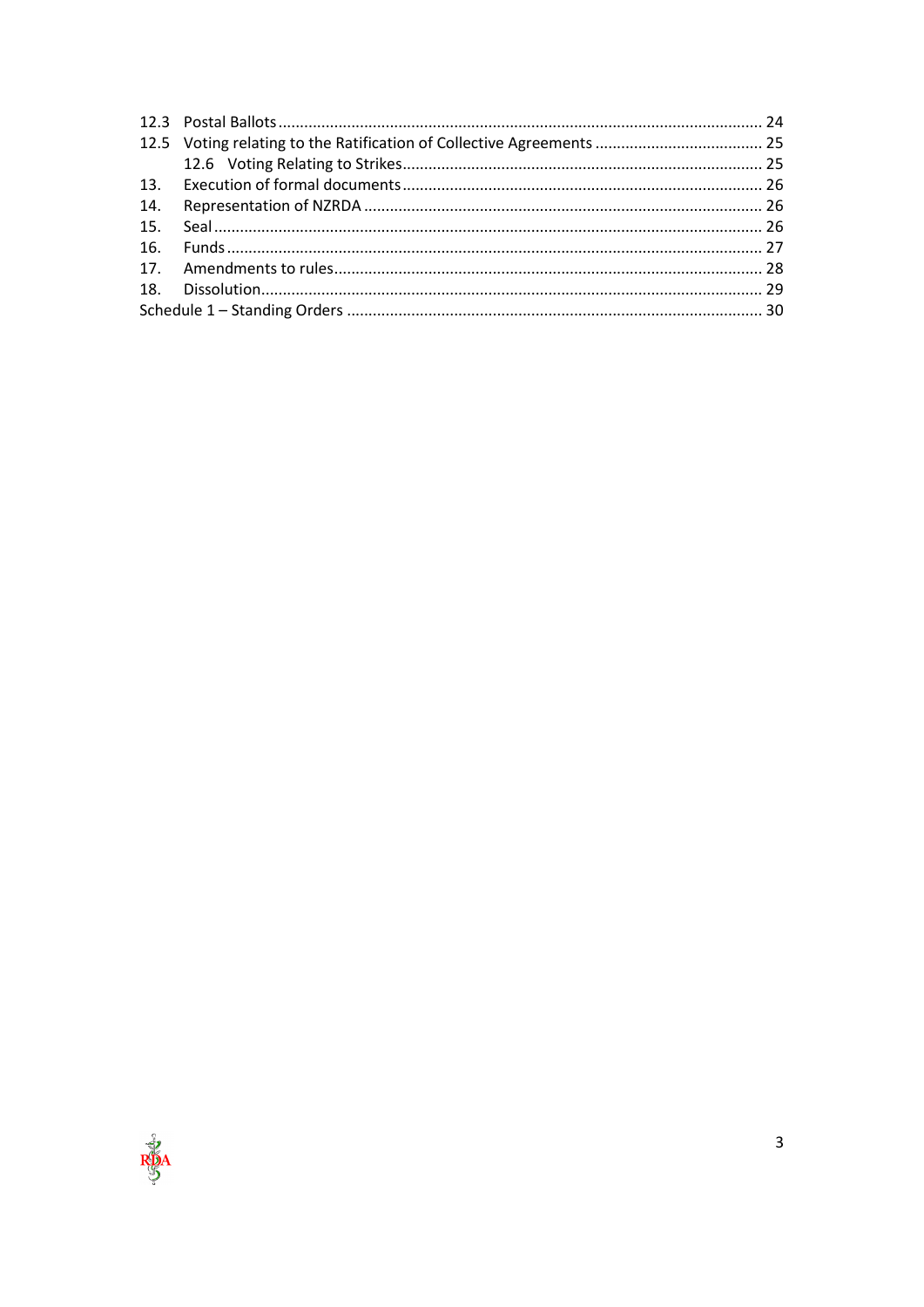12.3 Postal Ballots ........................................................................................................ 24
12.5 Voting relating to the Ratification of Collective Agreements ...................................... 25
  12.6 Voting Relating to Strikes ................................................................................ 25
13. Execution of formal documents ................................................................................ 26
14. Representation of NZRDA ....................................................................................... 26
15. Seal ........................................................................................................................ 26
16. Funds ..................................................................................................................... 27
17. Amendments to rules ............................................................................................. 28
18. Dissolution .............................................................................................................. 29
Schedule 1 – Standing Orders ........................................................................................ 30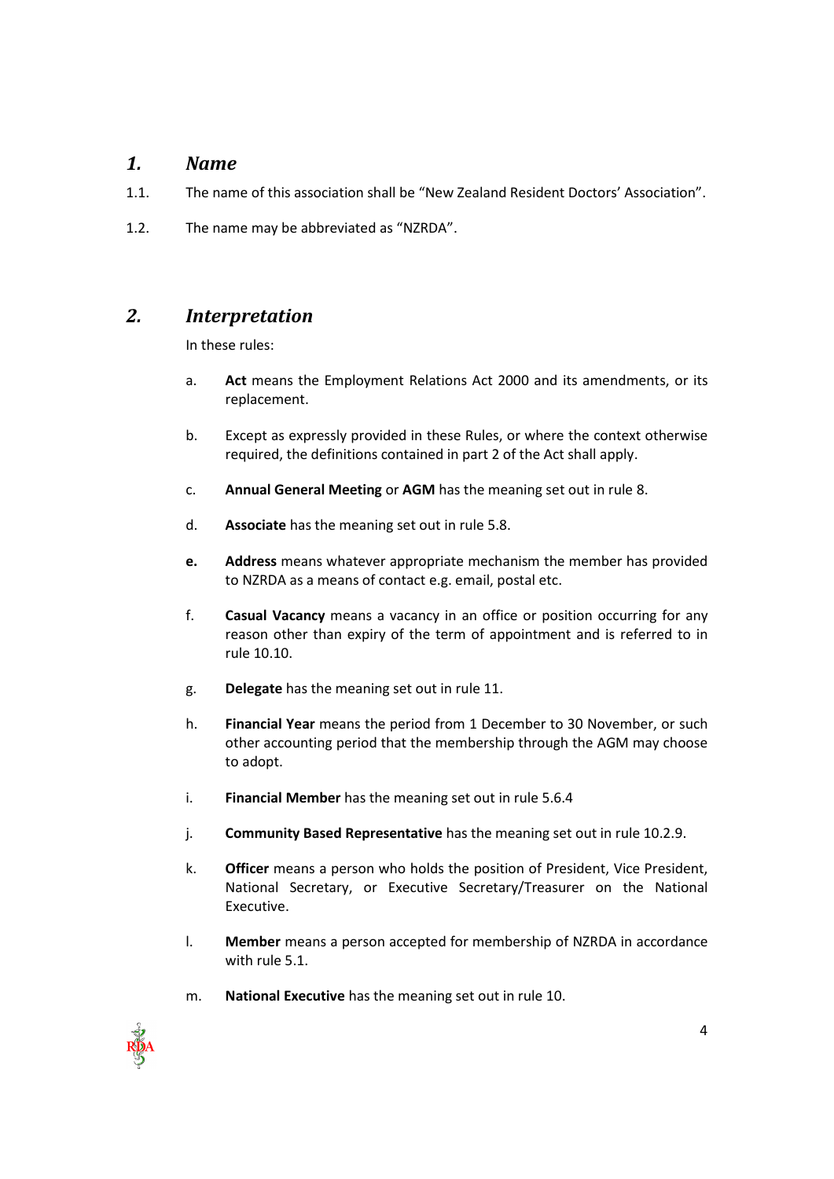## *1. Name*

1.1. The name of this association shall be "New Zealand Resident Doctors' Association".

1.2. The name may be abbreviated as "NZRDA".

## *2. Interpretation*

In these rules:

a. **Act** means the Employment Relations Act 2000 and its amendments, or its replacement.

b. Except as expressly provided in these Rules, or where the context otherwise required, the definitions contained in part 2 of the Act shall apply.

c. **Annual General Meeting** or **AGM** has the meaning set out in rule 8.

d. **Associate** has the meaning set out in rule 5.8.

**e.** **Address** means whatever appropriate mechanism the member has provided to NZRDA as a means of contact e.g. email, postal etc.

f. **Casual Vacancy** means a vacancy in an office or position occurring for any reason other than expiry of the term of appointment and is referred to in rule 10.10.

g. **Delegate** has the meaning set out in rule 11.

h. **Financial Year** means the period from 1 December to 30 November, or such other accounting period that the membership through the AGM may choose to adopt.

i. **Financial Member** has the meaning set out in rule 5.6.4

j. **Community Based Representative** has the meaning set out in rule 10.2.9.

k. **Officer** means a person who holds the position of President, Vice President, National Secretary, or Executive Secretary/Treasurer on the National Executive.

l. **Member** means a person accepted for membership of NZRDA in accordance with rule 5.1.

m. **National Executive** has the meaning set out in rule 10.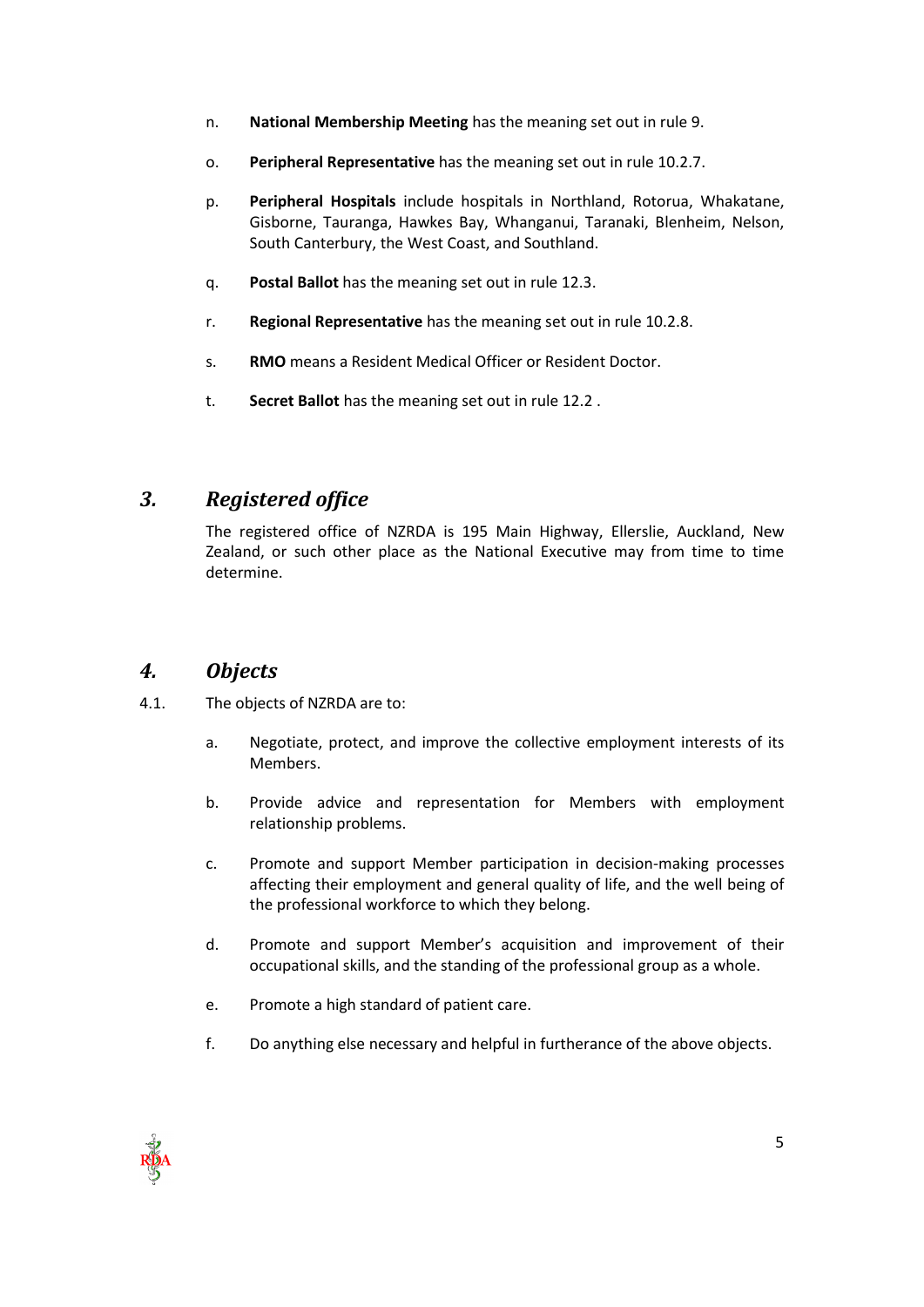n. **National Membership Meeting** has the meaning set out in rule 9.

o. **Peripheral Representative** has the meaning set out in rule 10.2.7.

p. **Peripheral Hospitals** include hospitals in Northland, Rotorua, Whakatane, Gisborne, Tauranga, Hawkes Bay, Whanganui, Taranaki, Blenheim, Nelson, South Canterbury, the West Coast, and Southland.

q. **Postal Ballot** has the meaning set out in rule 12.3.

r. **Regional Representative** has the meaning set out in rule 10.2.8.

s. **RMO** means a Resident Medical Officer or Resident Doctor.

t. **Secret Ballot** has the meaning set out in rule 12.2 .

## *3. Registered office*

The registered office of NZRDA is 195 Main Highway, Ellerslie, Auckland, New Zealand, or such other place as the National Executive may from time to time determine.

## *4. Objects*

4.1. The objects of NZRDA are to:

a. Negotiate, protect, and improve the collective employment interests of its Members.

b. Provide advice and representation for Members with employment relationship problems.

c. Promote and support Member participation in decision-making processes affecting their employment and general quality of life, and the well being of the professional workforce to which they belong.

d. Promote and support Member's acquisition and improvement of their occupational skills, and the standing of the professional group as a whole.

e. Promote a high standard of patient care.

f. Do anything else necessary and helpful in furtherance of the above objects.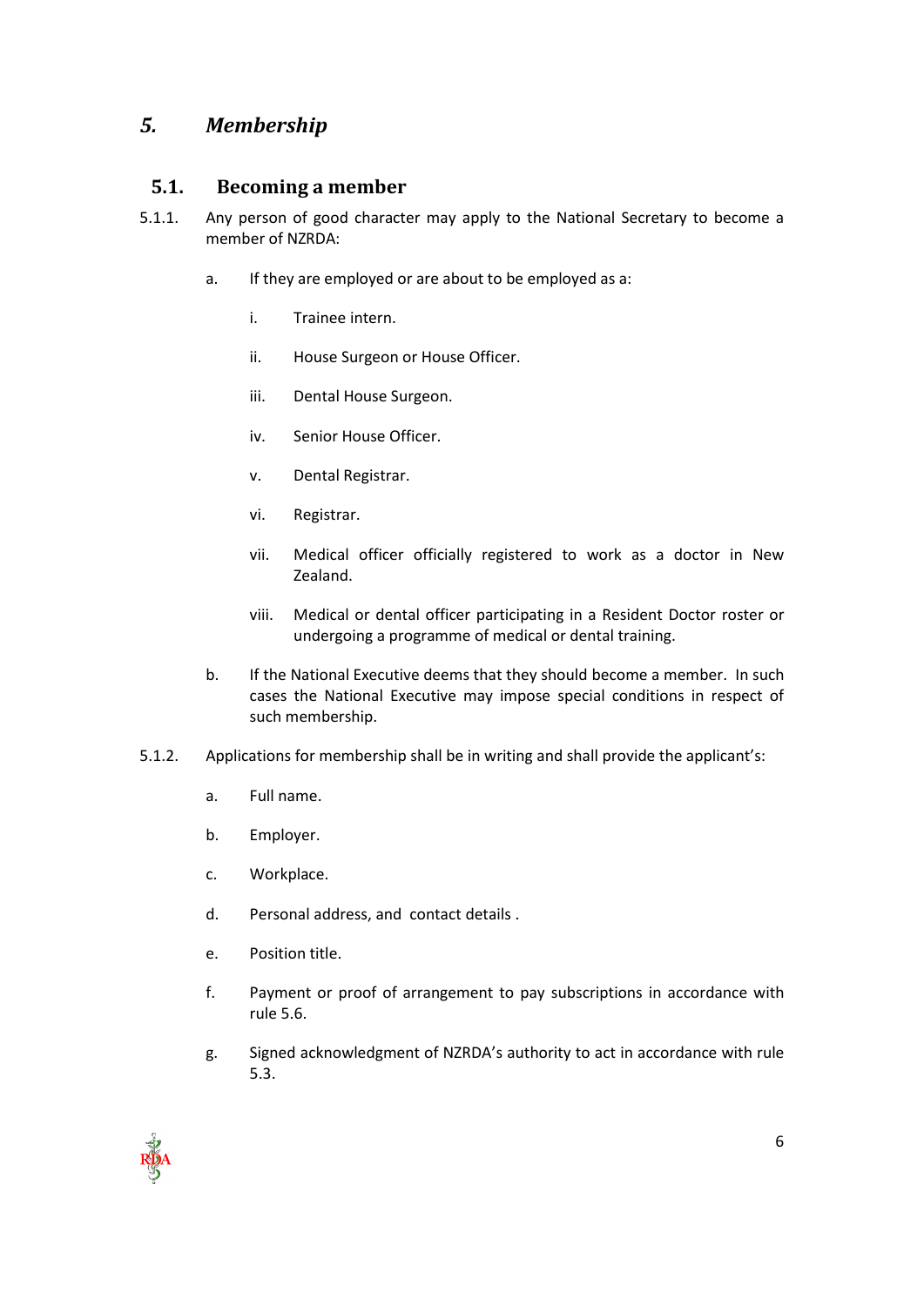# *5. Membership*

## 5.1. Becoming a member

5.1.1. Any person of good character may apply to the National Secretary to become a member of NZRDA:

a. If they are employed or are about to be employed as a:

i. Trainee intern.

ii. House Surgeon or House Officer.

iii. Dental House Surgeon.

iv. Senior House Officer.

v. Dental Registrar.

vi. Registrar.

vii. Medical officer officially registered to work as a doctor in New Zealand.

viii. Medical or dental officer participating in a Resident Doctor roster or undergoing a programme of medical or dental training.

b. If the National Executive deems that they should become a member. In such cases the National Executive may impose special conditions in respect of such membership.

5.1.2. Applications for membership shall be in writing and shall provide the applicant's:

a. Full name.

b. Employer.

c. Workplace.

d. Personal address, and contact details .

e. Position title.

f. Payment or proof of arrangement to pay subscriptions in accordance with rule 5.6.

g. Signed acknowledgment of NZRDA's authority to act in accordance with rule 5.3.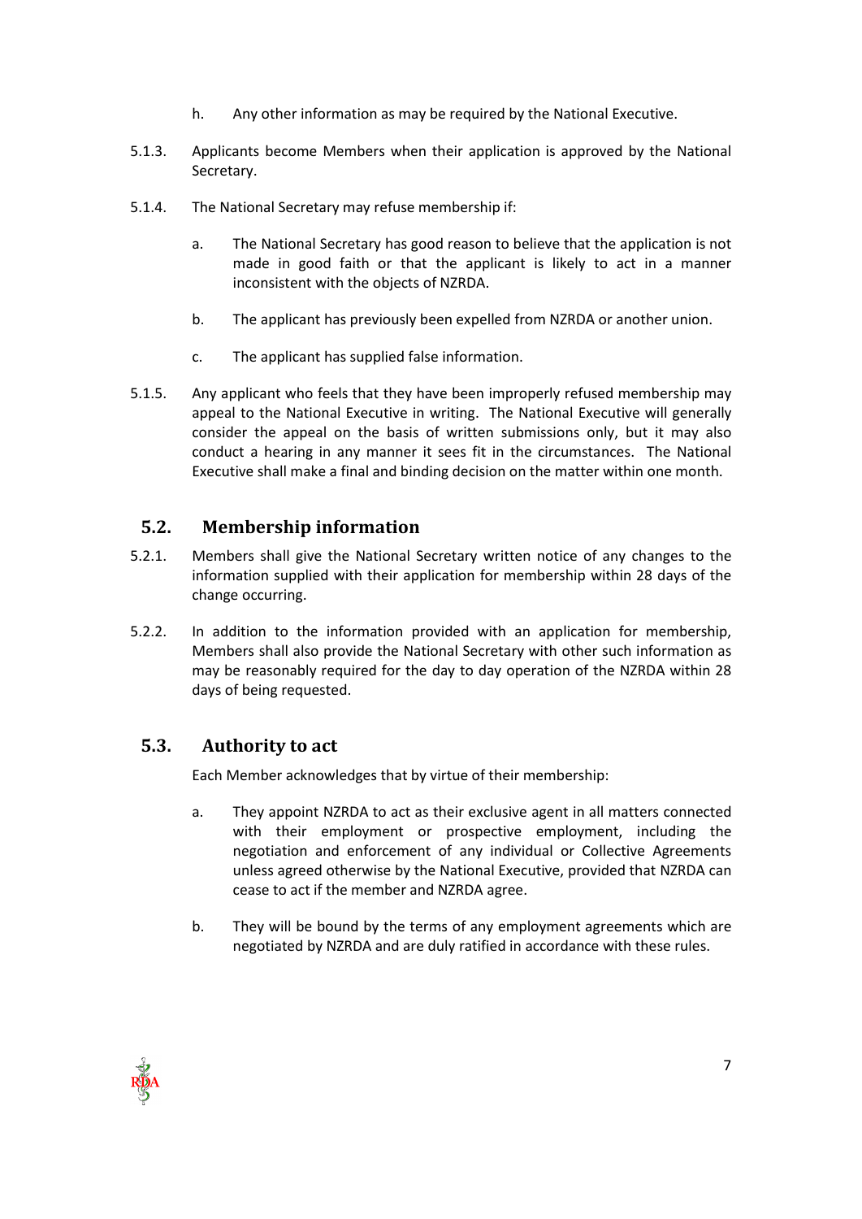h. Any other information as may be required by the National Executive.

5.1.3. Applicants become Members when their application is approved by the National Secretary.

5.1.4. The National Secretary may refuse membership if:

a. The National Secretary has good reason to believe that the application is not made in good faith or that the applicant is likely to act in a manner inconsistent with the objects of NZRDA.

b. The applicant has previously been expelled from NZRDA or another union.

c. The applicant has supplied false information.

5.1.5. Any applicant who feels that they have been improperly refused membership may appeal to the National Executive in writing. The National Executive will generally consider the appeal on the basis of written submissions only, but it may also conduct a hearing in any manner it sees fit in the circumstances. The National Executive shall make a final and binding decision on the matter within one month.

## 5.2. Membership information

5.2.1. Members shall give the National Secretary written notice of any changes to the information supplied with their application for membership within 28 days of the change occurring.

5.2.2. In addition to the information provided with an application for membership, Members shall also provide the National Secretary with other such information as may be reasonably required for the day to day operation of the NZRDA within 28 days of being requested.

## 5.3. Authority to act

Each Member acknowledges that by virtue of their membership:

a. They appoint NZRDA to act as their exclusive agent in all matters connected with their employment or prospective employment, including the negotiation and enforcement of any individual or Collective Agreements unless agreed otherwise by the National Executive, provided that NZRDA can cease to act if the member and NZRDA agree.

b. They will be bound by the terms of any employment agreements which are negotiated by NZRDA and are duly ratified in accordance with these rules.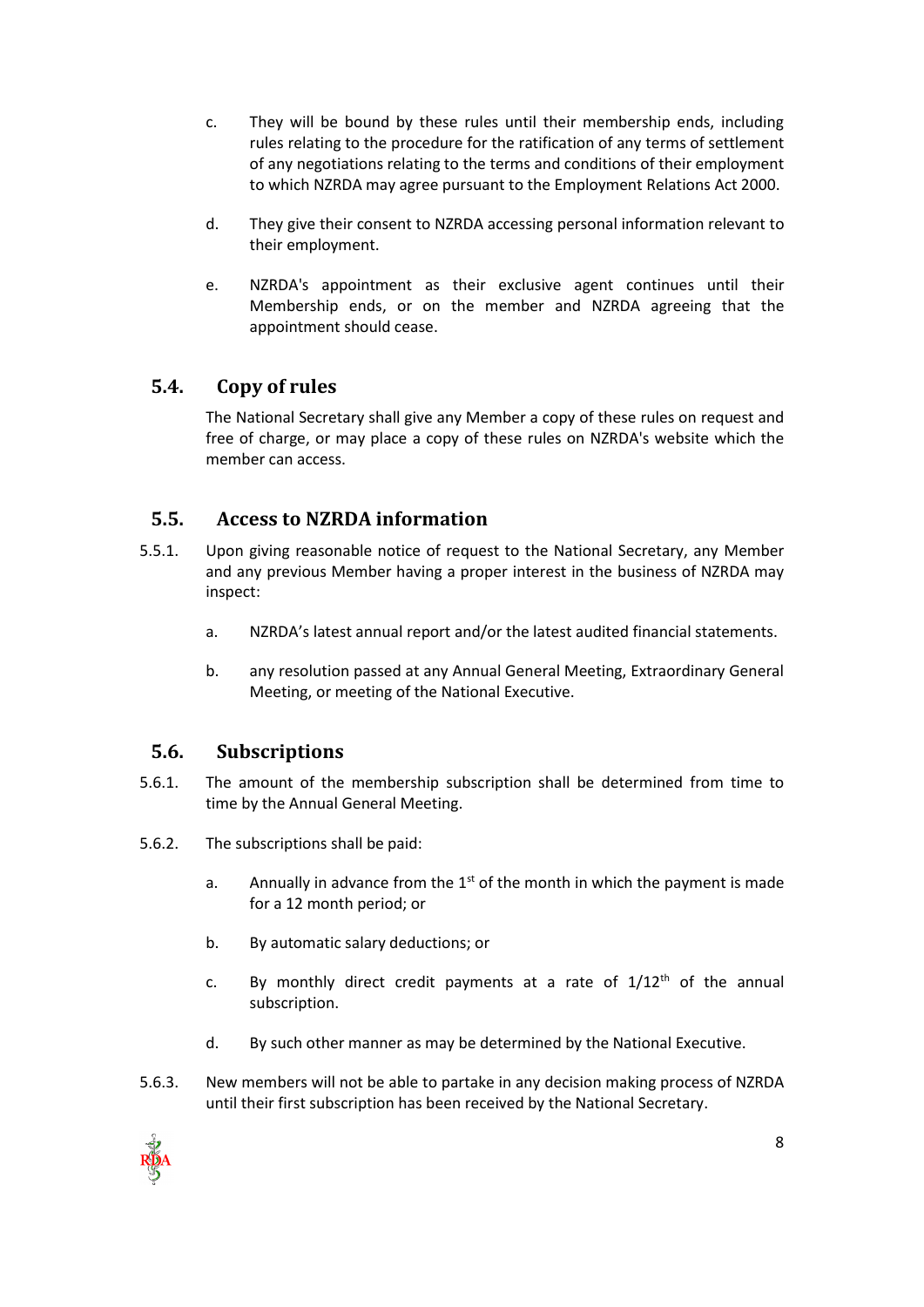c. They will be bound by these rules until their membership ends, including rules relating to the procedure for the ratification of any terms of settlement of any negotiations relating to the terms and conditions of their employment to which NZRDA may agree pursuant to the Employment Relations Act 2000.

d. They give their consent to NZRDA accessing personal information relevant to their employment.

e. NZRDA's appointment as their exclusive agent continues until their Membership ends, or on the member and NZRDA agreeing that the appointment should cease.

## 5.4. Copy of rules

The National Secretary shall give any Member a copy of these rules on request and free of charge, or may place a copy of these rules on NZRDA's website which the member can access.

## 5.5. Access to NZRDA information

5.5.1. Upon giving reasonable notice of request to the National Secretary, any Member and any previous Member having a proper interest in the business of NZRDA may inspect:

a. NZRDA's latest annual report and/or the latest audited financial statements.

b. any resolution passed at any Annual General Meeting, Extraordinary General Meeting, or meeting of the National Executive.

## 5.6. Subscriptions

5.6.1. The amount of the membership subscription shall be determined from time to time by the Annual General Meeting.

5.6.2. The subscriptions shall be paid:

a. Annually in advance from the 1st of the month in which the payment is made for a 12 month period; or

b. By automatic salary deductions; or

c. By monthly direct credit payments at a rate of 1/12th of the annual subscription.

d. By such other manner as may be determined by the National Executive.

5.6.3. New members will not be able to partake in any decision making process of NZRDA until their first subscription has been received by the National Secretary.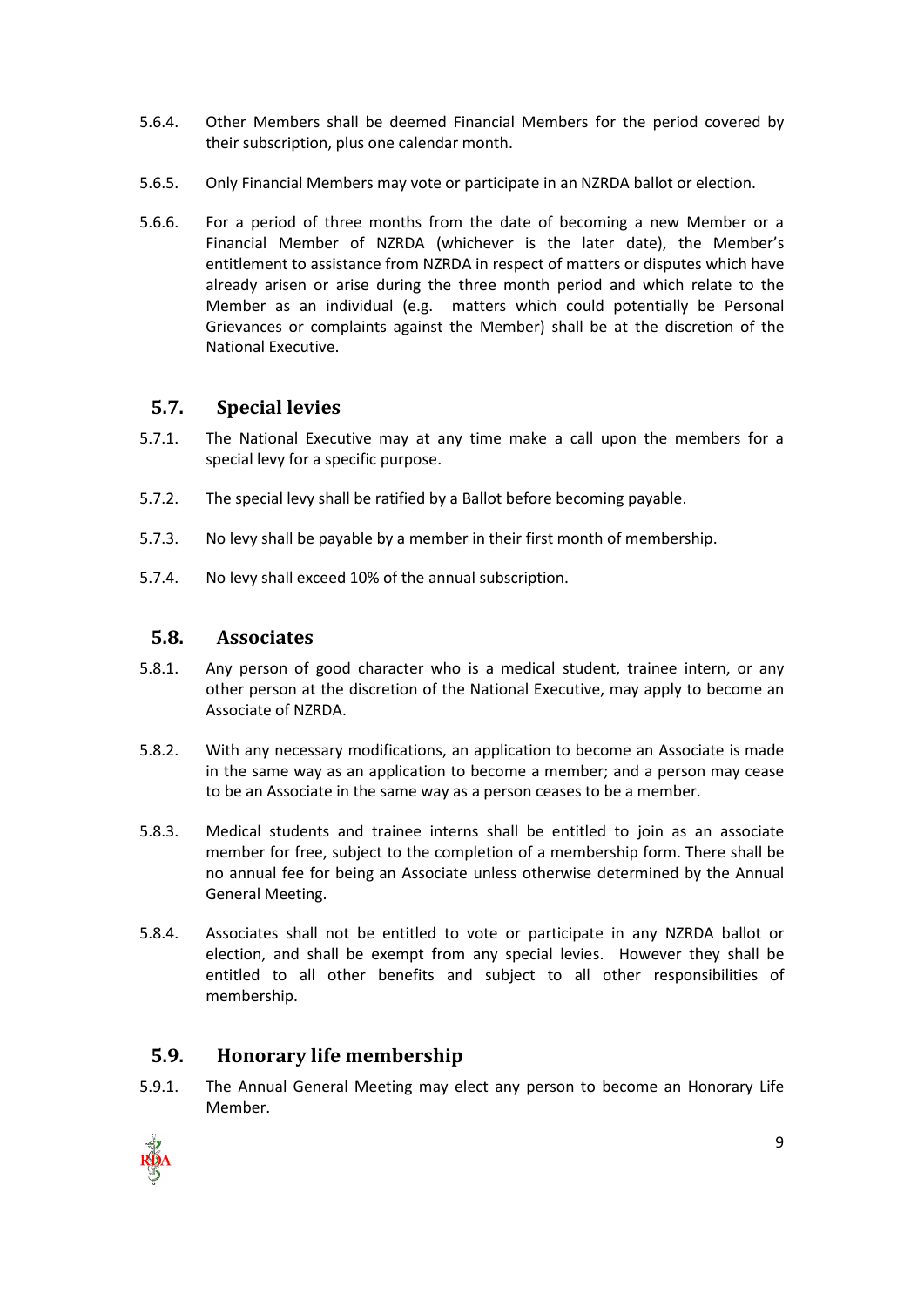5.6.4. Other Members shall be deemed Financial Members for the period covered by their subscription, plus one calendar month.

5.6.5. Only Financial Members may vote or participate in an NZRDA ballot or election.

5.6.6. For a period of three months from the date of becoming a new Member or a Financial Member of NZRDA (whichever is the later date), the Member's entitlement to assistance from NZRDA in respect of matters or disputes which have already arisen or arise during the three month period and which relate to the Member as an individual (e.g. matters which could potentially be Personal Grievances or complaints against the Member) shall be at the discretion of the National Executive.

## 5.7. Special levies

5.7.1. The National Executive may at any time make a call upon the members for a special levy for a specific purpose.

5.7.2. The special levy shall be ratified by a Ballot before becoming payable.

5.7.3. No levy shall be payable by a member in their first month of membership.

5.7.4. No levy shall exceed 10% of the annual subscription.

## 5.8. Associates

5.8.1. Any person of good character who is a medical student, trainee intern, or any other person at the discretion of the National Executive, may apply to become an Associate of NZRDA.

5.8.2. With any necessary modifications, an application to become an Associate is made in the same way as an application to become a member; and a person may cease to be an Associate in the same way as a person ceases to be a member.

5.8.3. Medical students and trainee interns shall be entitled to join as an associate member for free, subject to the completion of a membership form. There shall be no annual fee for being an Associate unless otherwise determined by the Annual General Meeting.

5.8.4. Associates shall not be entitled to vote or participate in any NZRDA ballot or election, and shall be exempt from any special levies. However they shall be entitled to all other benefits and subject to all other responsibilities of membership.

## 5.9. Honorary life membership

5.9.1. The Annual General Meeting may elect any person to become an Honorary Life Member.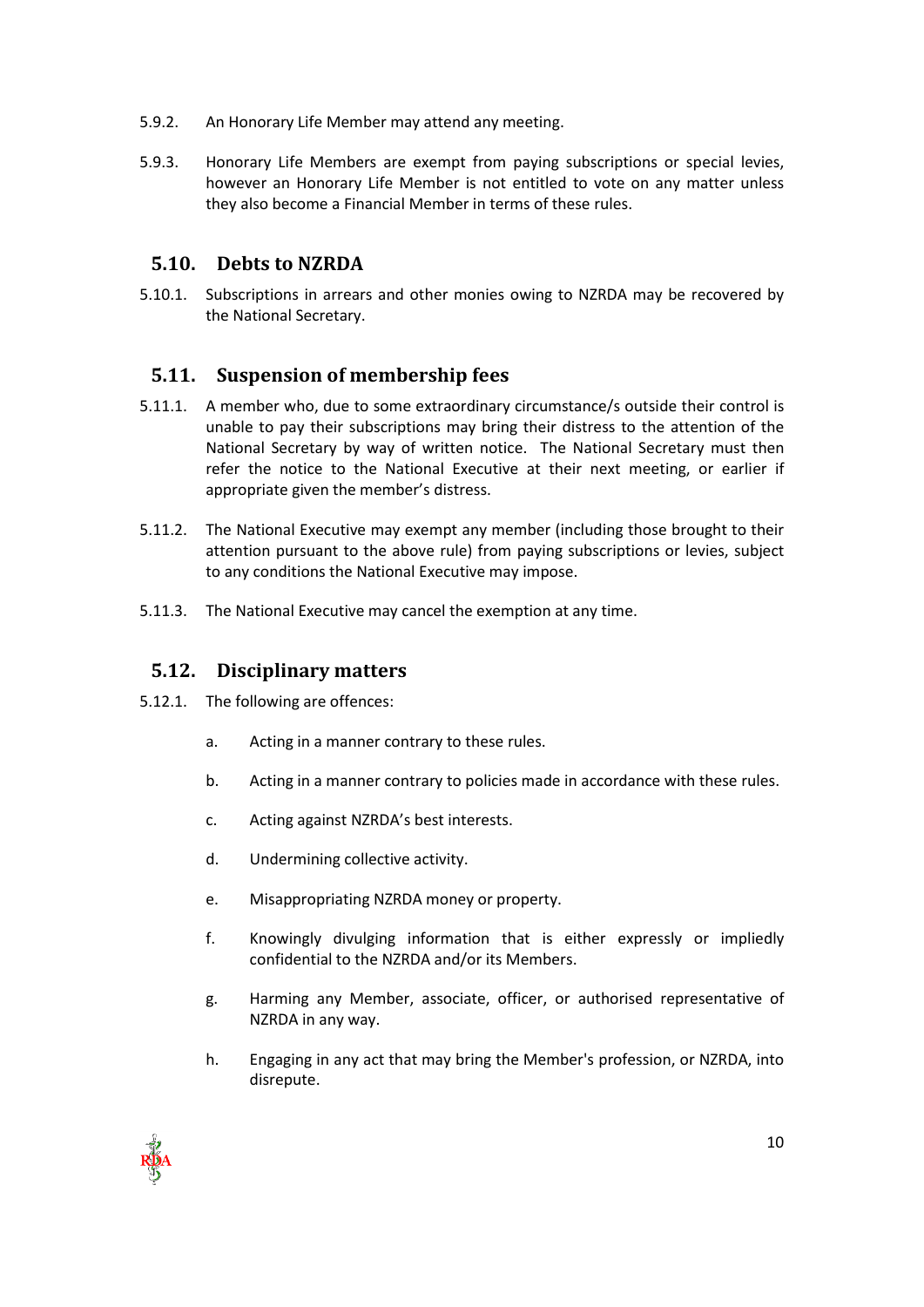5.9.2. An Honorary Life Member may attend any meeting.

5.9.3. Honorary Life Members are exempt from paying subscriptions or special levies, however an Honorary Life Member is not entitled to vote on any matter unless they also become a Financial Member in terms of these rules.

## 5.10. Debts to NZRDA

5.10.1. Subscriptions in arrears and other monies owing to NZRDA may be recovered by the National Secretary.

## 5.11. Suspension of membership fees

5.11.1. A member who, due to some extraordinary circumstance/s outside their control is unable to pay their subscriptions may bring their distress to the attention of the National Secretary by way of written notice. The National Secretary must then refer the notice to the National Executive at their next meeting, or earlier if appropriate given the member's distress.

5.11.2. The National Executive may exempt any member (including those brought to their attention pursuant to the above rule) from paying subscriptions or levies, subject to any conditions the National Executive may impose.

5.11.3. The National Executive may cancel the exemption at any time.

## 5.12. Disciplinary matters

5.12.1. The following are offences:

a. Acting in a manner contrary to these rules.

b. Acting in a manner contrary to policies made in accordance with these rules.

c. Acting against NZRDA's best interests.

d. Undermining collective activity.

e. Misappropriating NZRDA money or property.

f. Knowingly divulging information that is either expressly or impliedly confidential to the NZRDA and/or its Members.

g. Harming any Member, associate, officer, or authorised representative of NZRDA in any way.

h. Engaging in any act that may bring the Member's profession, or NZRDA, into disrepute.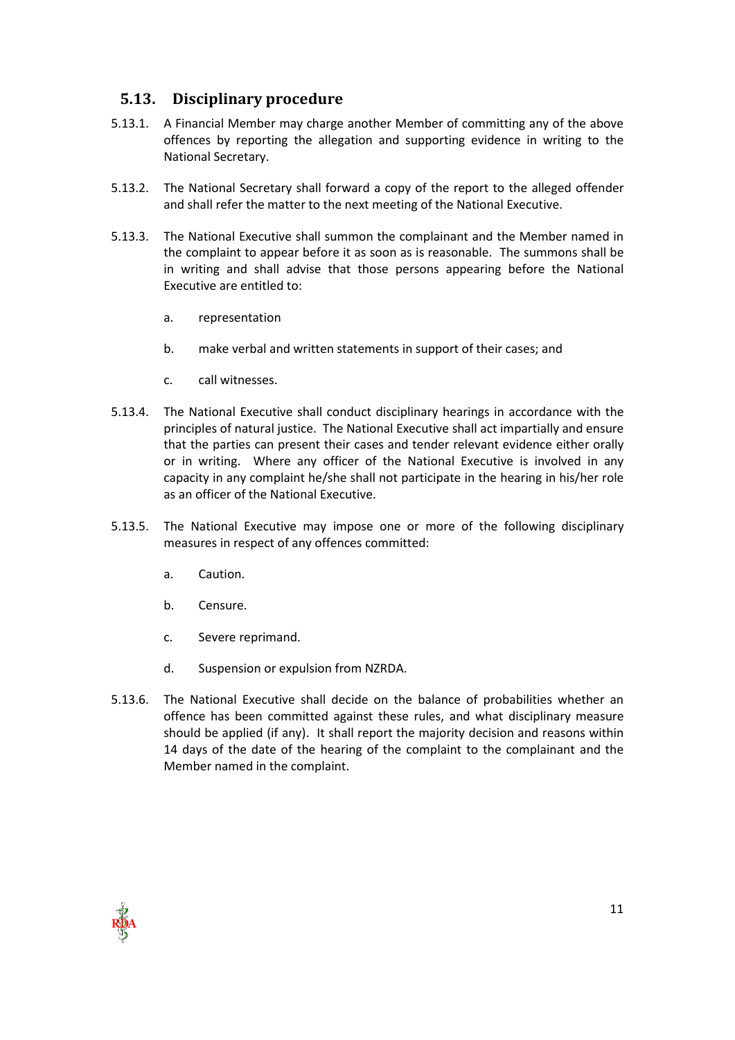## 5.13. Disciplinary procedure

5.13.1. A Financial Member may charge another Member of committing any of the above offences by reporting the allegation and supporting evidence in writing to the National Secretary.

5.13.2. The National Secretary shall forward a copy of the report to the alleged offender and shall refer the matter to the next meeting of the National Executive.

5.13.3. The National Executive shall summon the complainant and the Member named in the complaint to appear before it as soon as is reasonable. The summons shall be in writing and shall advise that those persons appearing before the National Executive are entitled to:

a. representation

b. make verbal and written statements in support of their cases; and

c. call witnesses.

5.13.4. The National Executive shall conduct disciplinary hearings in accordance with the principles of natural justice. The National Executive shall act impartially and ensure that the parties can present their cases and tender relevant evidence either orally or in writing. Where any officer of the National Executive is involved in any capacity in any complaint he/she shall not participate in the hearing in his/her role as an officer of the National Executive.

5.13.5. The National Executive may impose one or more of the following disciplinary measures in respect of any offences committed:

a. Caution.

b. Censure.

c. Severe reprimand.

d. Suspension or expulsion from NZRDA.

5.13.6. The National Executive shall decide on the balance of probabilities whether an offence has been committed against these rules, and what disciplinary measure should be applied (if any). It shall report the majority decision and reasons within 14 days of the date of the hearing of the complaint to the complainant and the Member named in the complaint.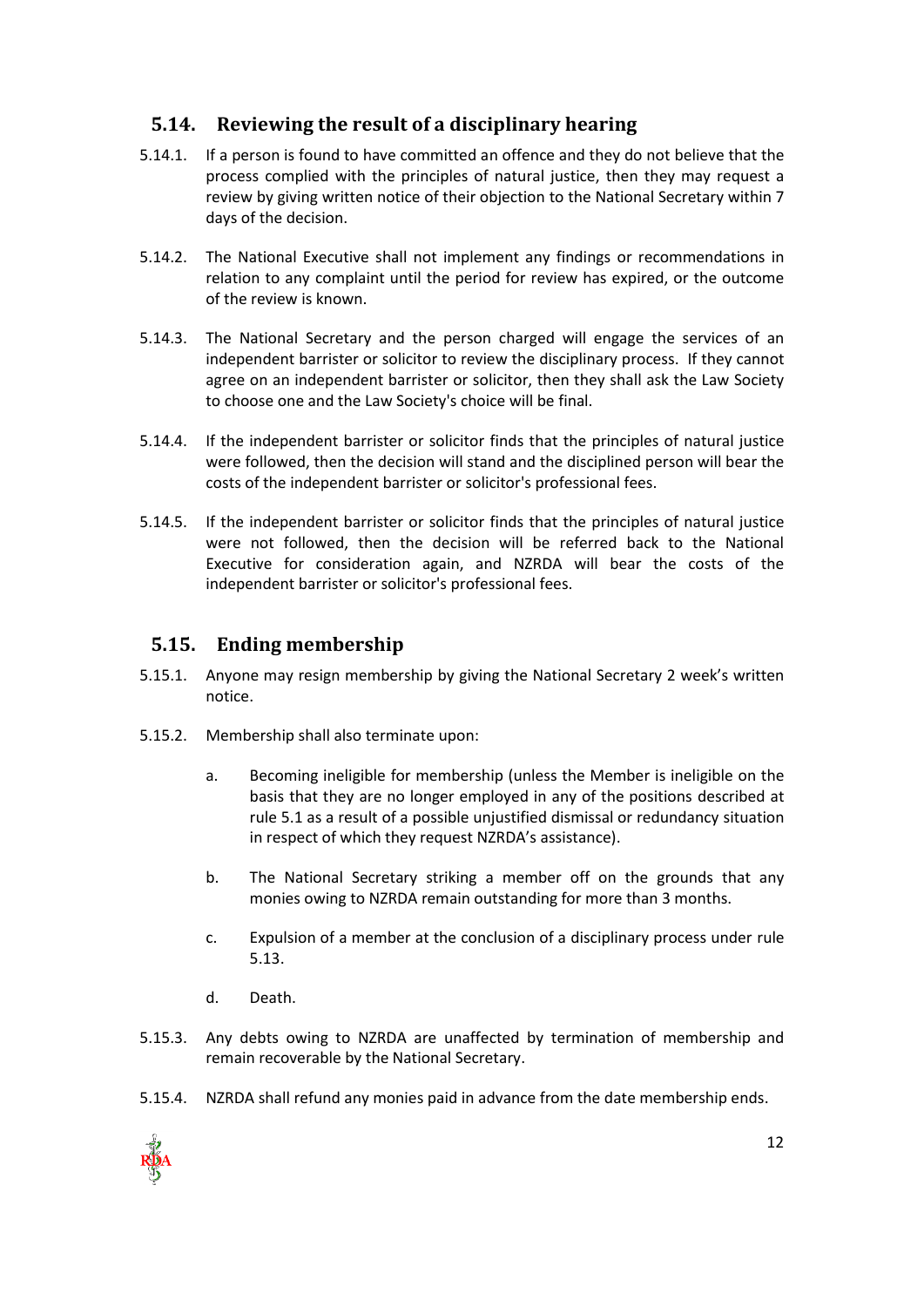## 5.14. Reviewing the result of a disciplinary hearing

5.14.1. If a person is found to have committed an offence and they do not believe that the process complied with the principles of natural justice, then they may request a review by giving written notice of their objection to the National Secretary within 7 days of the decision.

5.14.2. The National Executive shall not implement any findings or recommendations in relation to any complaint until the period for review has expired, or the outcome of the review is known.

5.14.3. The National Secretary and the person charged will engage the services of an independent barrister or solicitor to review the disciplinary process. If they cannot agree on an independent barrister or solicitor, then they shall ask the Law Society to choose one and the Law Society's choice will be final.

5.14.4. If the independent barrister or solicitor finds that the principles of natural justice were followed, then the decision will stand and the disciplined person will bear the costs of the independent barrister or solicitor's professional fees.

5.14.5. If the independent barrister or solicitor finds that the principles of natural justice were not followed, then the decision will be referred back to the National Executive for consideration again, and NZRDA will bear the costs of the independent barrister or solicitor's professional fees.

## 5.15. Ending membership

5.15.1. Anyone may resign membership by giving the National Secretary 2 week's written notice.

5.15.2. Membership shall also terminate upon:

a. Becoming ineligible for membership (unless the Member is ineligible on the basis that they are no longer employed in any of the positions described at rule 5.1 as a result of a possible unjustified dismissal or redundancy situation in respect of which they request NZRDA's assistance).

b. The National Secretary striking a member off on the grounds that any monies owing to NZRDA remain outstanding for more than 3 months.

c. Expulsion of a member at the conclusion of a disciplinary process under rule 5.13.

d. Death.

5.15.3. Any debts owing to NZRDA are unaffected by termination of membership and remain recoverable by the National Secretary.

5.15.4. NZRDA shall refund any monies paid in advance from the date membership ends.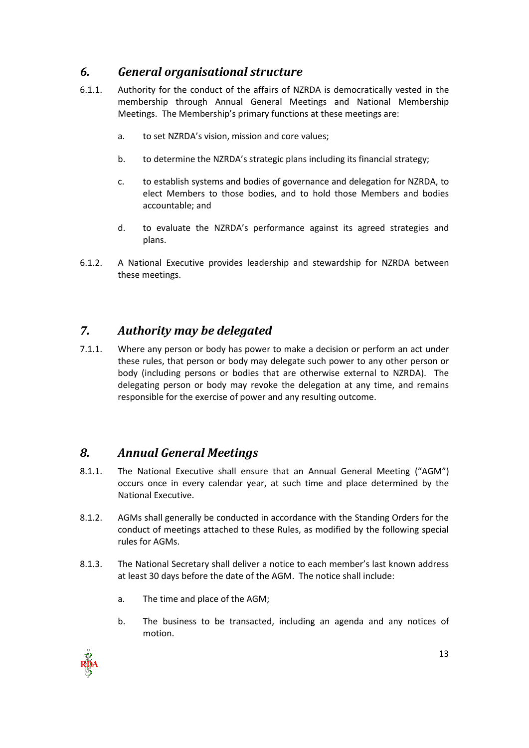## *6. General organisational structure*

6.1.1. Authority for the conduct of the affairs of NZRDA is democratically vested in the membership through Annual General Meetings and National Membership Meetings. The Membership's primary functions at these meetings are:

a. to set NZRDA's vision, mission and core values;

b. to determine the NZRDA's strategic plans including its financial strategy;

c. to establish systems and bodies of governance and delegation for NZRDA, to elect Members to those bodies, and to hold those Members and bodies accountable; and

d. to evaluate the NZRDA's performance against its agreed strategies and plans.

6.1.2. A National Executive provides leadership and stewardship for NZRDA between these meetings.

## *7. Authority may be delegated*

7.1.1. Where any person or body has power to make a decision or perform an act under these rules, that person or body may delegate such power to any other person or body (including persons or bodies that are otherwise external to NZRDA). The delegating person or body may revoke the delegation at any time, and remains responsible for the exercise of power and any resulting outcome.

## *8. Annual General Meetings*

8.1.1. The National Executive shall ensure that an Annual General Meeting ("AGM") occurs once in every calendar year, at such time and place determined by the National Executive.

8.1.2. AGMs shall generally be conducted in accordance with the Standing Orders for the conduct of meetings attached to these Rules, as modified by the following special rules for AGMs.

8.1.3. The National Secretary shall deliver a notice to each member's last known address at least 30 days before the date of the AGM. The notice shall include:

a. The time and place of the AGM;

b. The business to be transacted, including an agenda and any notices of motion.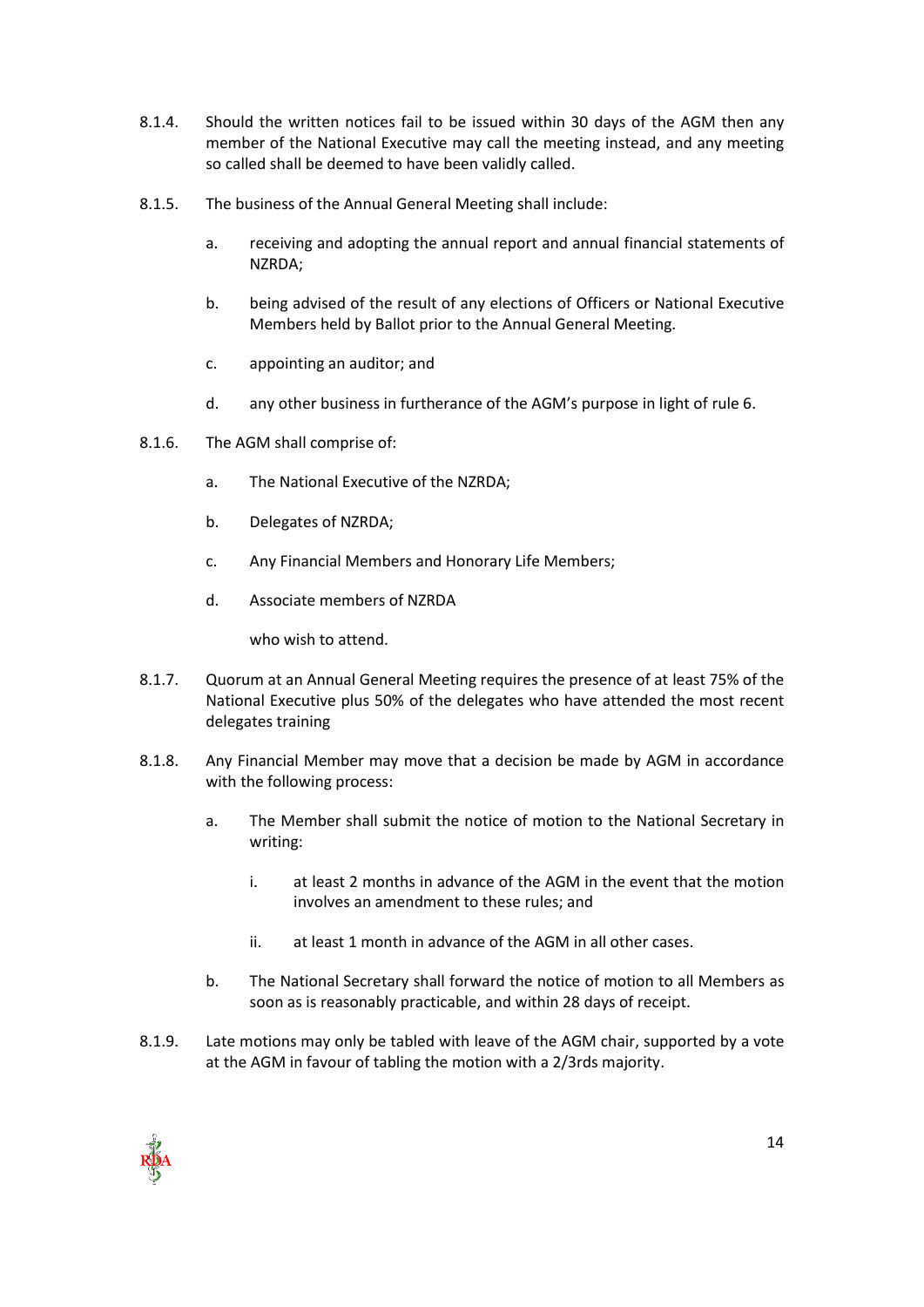8.1.4. Should the written notices fail to be issued within 30 days of the AGM then any member of the National Executive may call the meeting instead, and any meeting so called shall be deemed to have been validly called.

8.1.5. The business of the Annual General Meeting shall include:

a. receiving and adopting the annual report and annual financial statements of NZRDA;

b. being advised of the result of any elections of Officers or National Executive Members held by Ballot prior to the Annual General Meeting.

c. appointing an auditor; and

d. any other business in furtherance of the AGM's purpose in light of rule 6.

8.1.6. The AGM shall comprise of:

a. The National Executive of the NZRDA;

b. Delegates of NZRDA;

c. Any Financial Members and Honorary Life Members;

d. Associate members of NZRDA

who wish to attend.

8.1.7. Quorum at an Annual General Meeting requires the presence of at least 75% of the National Executive plus 50% of the delegates who have attended the most recent delegates training

8.1.8. Any Financial Member may move that a decision be made by AGM in accordance with the following process:

a. The Member shall submit the notice of motion to the National Secretary in writing:

i. at least 2 months in advance of the AGM in the event that the motion involves an amendment to these rules; and

ii. at least 1 month in advance of the AGM in all other cases.

b. The National Secretary shall forward the notice of motion to all Members as soon as is reasonably practicable, and within 28 days of receipt.

8.1.9. Late motions may only be tabled with leave of the AGM chair, supported by a vote at the AGM in favour of tabling the motion with a 2/3rds majority.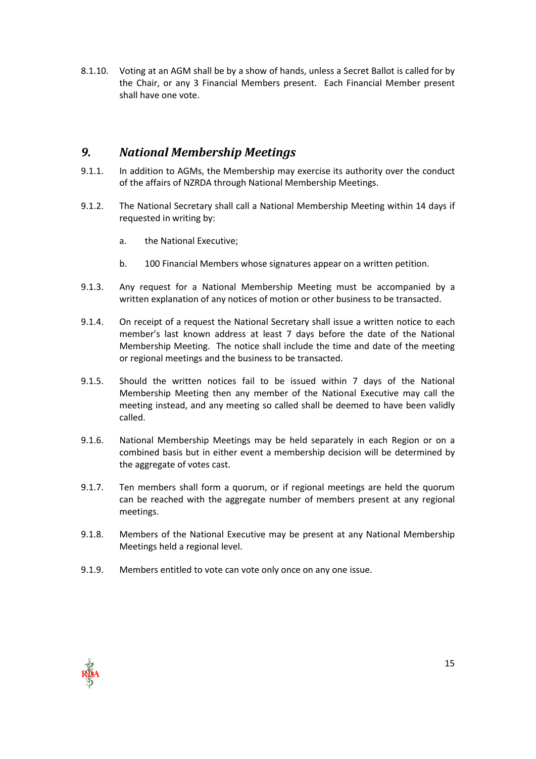8.1.10. Voting at an AGM shall be by a show of hands, unless a Secret Ballot is called for by the Chair, or any 3 Financial Members present. Each Financial Member present shall have one vote.

## *9. National Membership Meetings*

9.1.1. In addition to AGMs, the Membership may exercise its authority over the conduct of the affairs of NZRDA through National Membership Meetings.

9.1.2. The National Secretary shall call a National Membership Meeting within 14 days if requested in writing by:

a. the National Executive;

b. 100 Financial Members whose signatures appear on a written petition.

9.1.3. Any request for a National Membership Meeting must be accompanied by a written explanation of any notices of motion or other business to be transacted.

9.1.4. On receipt of a request the National Secretary shall issue a written notice to each member's last known address at least 7 days before the date of the National Membership Meeting. The notice shall include the time and date of the meeting or regional meetings and the business to be transacted.

9.1.5. Should the written notices fail to be issued within 7 days of the National Membership Meeting then any member of the National Executive may call the meeting instead, and any meeting so called shall be deemed to have been validly called.

9.1.6. National Membership Meetings may be held separately in each Region or on a combined basis but in either event a membership decision will be determined by the aggregate of votes cast.

9.1.7. Ten members shall form a quorum, or if regional meetings are held the quorum can be reached with the aggregate number of members present at any regional meetings.

9.1.8. Members of the National Executive may be present at any National Membership Meetings held a regional level.

9.1.9. Members entitled to vote can vote only once on any one issue.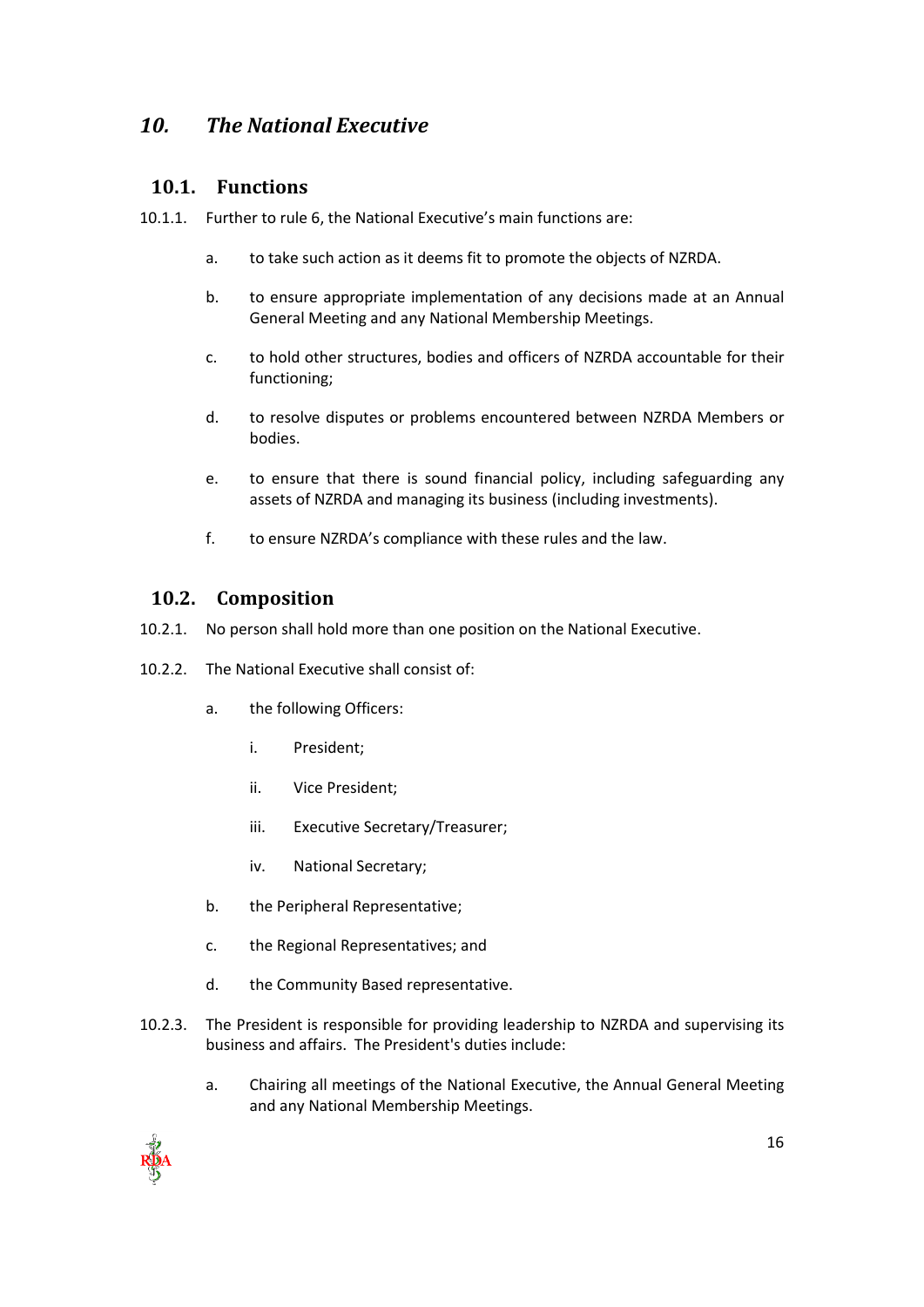# *10. The National Executive*

## 10.1. Functions

10.1.1. Further to rule 6, the National Executive's main functions are:

a. to take such action as it deems fit to promote the objects of NZRDA.

b. to ensure appropriate implementation of any decisions made at an Annual General Meeting and any National Membership Meetings.

c. to hold other structures, bodies and officers of NZRDA accountable for their functioning;

d. to resolve disputes or problems encountered between NZRDA Members or bodies.

e. to ensure that there is sound financial policy, including safeguarding any assets of NZRDA and managing its business (including investments).

f. to ensure NZRDA's compliance with these rules and the law.

## 10.2. Composition

10.2.1. No person shall hold more than one position on the National Executive.

10.2.2. The National Executive shall consist of:

a. the following Officers:

i. President;

ii. Vice President;

iii. Executive Secretary/Treasurer;

iv. National Secretary;

b. the Peripheral Representative;

c. the Regional Representatives; and

d. the Community Based representative.

10.2.3. The President is responsible for providing leadership to NZRDA and supervising its business and affairs. The President's duties include:

a. Chairing all meetings of the National Executive, the Annual General Meeting and any National Membership Meetings.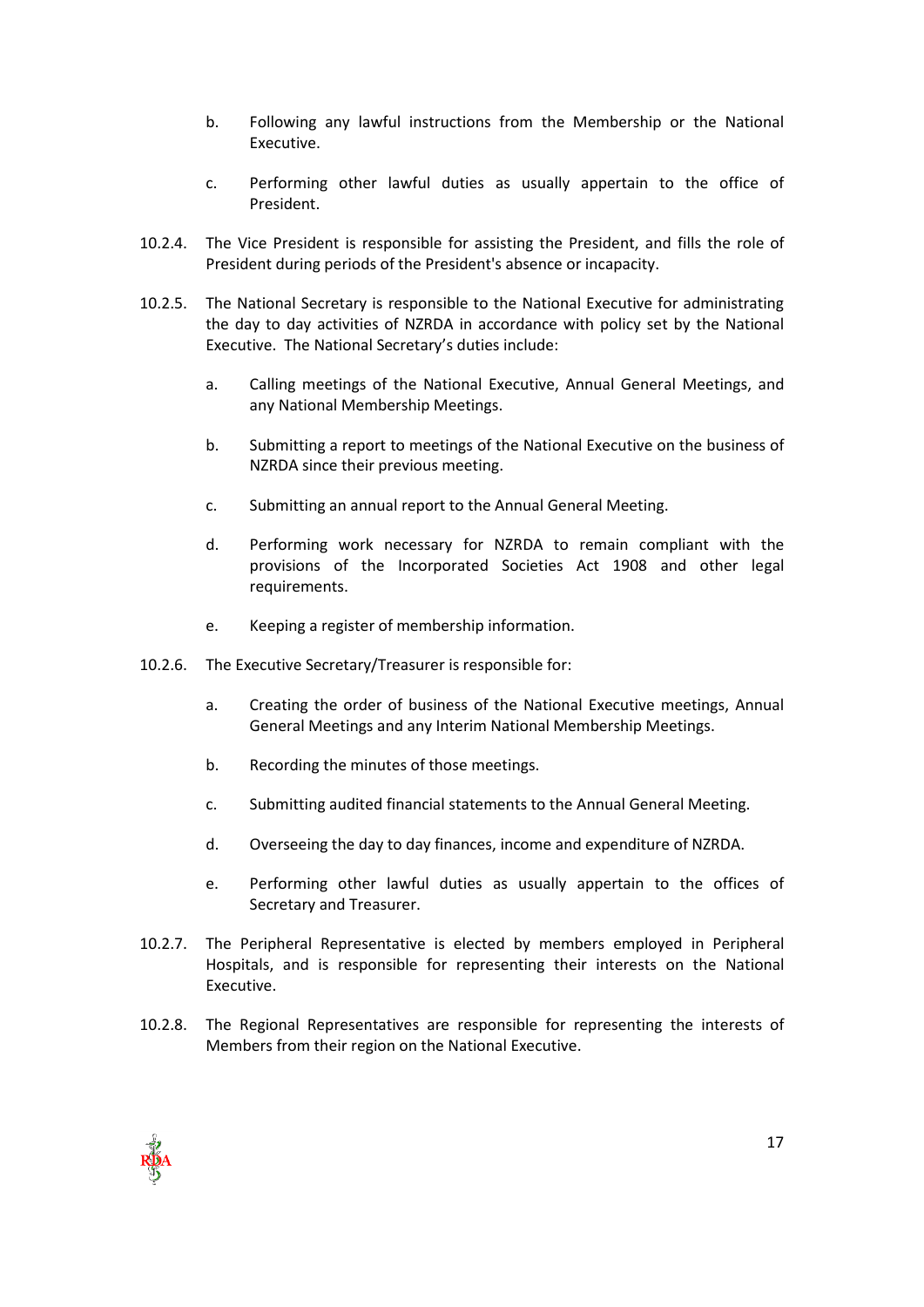b. Following any lawful instructions from the Membership or the National Executive.

c. Performing other lawful duties as usually appertain to the office of President.

10.2.4. The Vice President is responsible for assisting the President, and fills the role of President during periods of the President's absence or incapacity.

10.2.5. The National Secretary is responsible to the National Executive for administrating the day to day activities of NZRDA in accordance with policy set by the National Executive. The National Secretary's duties include:

a. Calling meetings of the National Executive, Annual General Meetings, and any National Membership Meetings.

b. Submitting a report to meetings of the National Executive on the business of NZRDA since their previous meeting.

c. Submitting an annual report to the Annual General Meeting.

d. Performing work necessary for NZRDA to remain compliant with the provisions of the Incorporated Societies Act 1908 and other legal requirements.

e. Keeping a register of membership information.

10.2.6. The Executive Secretary/Treasurer is responsible for:

a. Creating the order of business of the National Executive meetings, Annual General Meetings and any Interim National Membership Meetings.

b. Recording the minutes of those meetings.

c. Submitting audited financial statements to the Annual General Meeting.

d. Overseeing the day to day finances, income and expenditure of NZRDA.

e. Performing other lawful duties as usually appertain to the offices of Secretary and Treasurer.

10.2.7. The Peripheral Representative is elected by members employed in Peripheral Hospitals, and is responsible for representing their interests on the National Executive.

10.2.8. The Regional Representatives are responsible for representing the interests of Members from their region on the National Executive.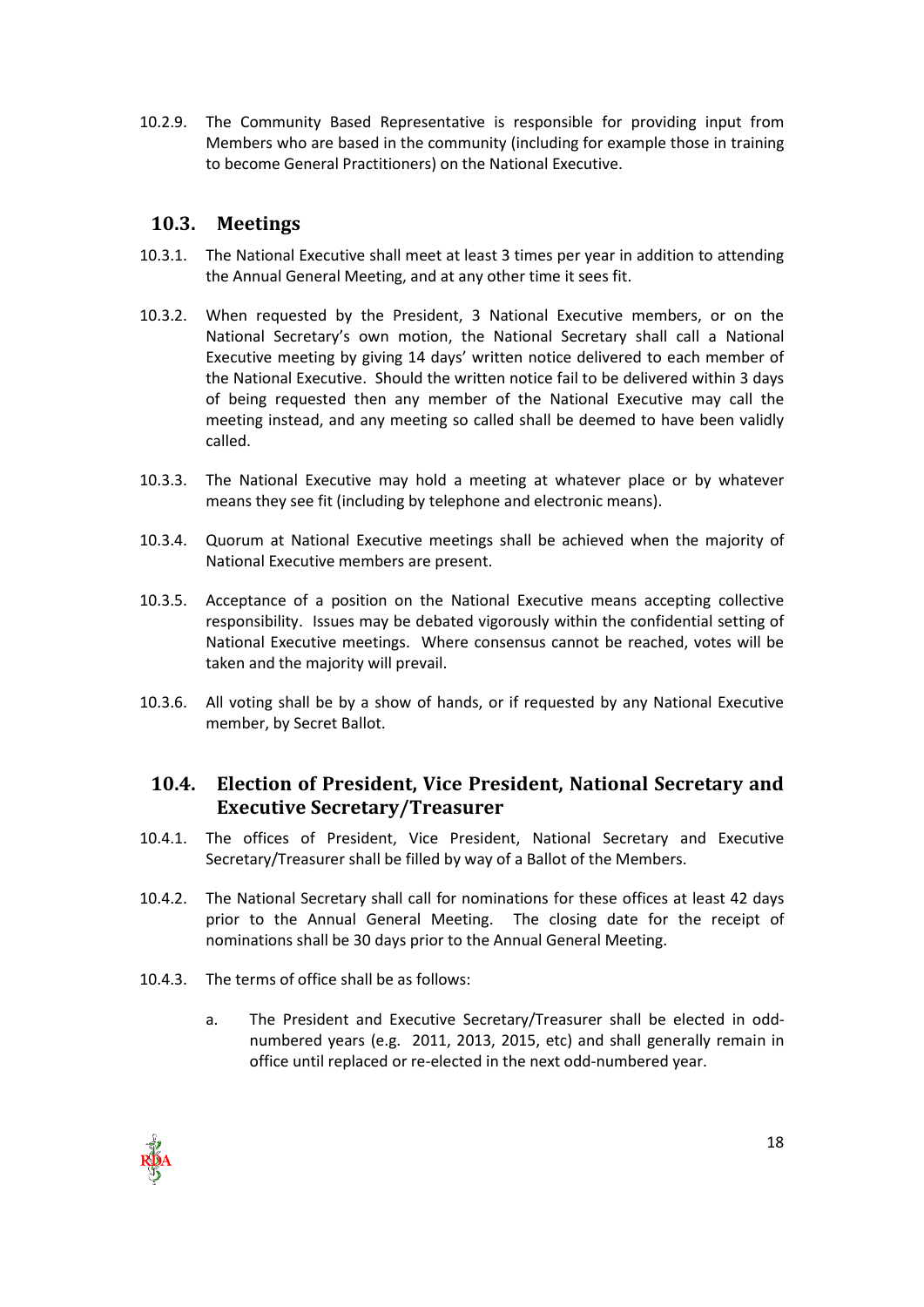10.2.9. The Community Based Representative is responsible for providing input from Members who are based in the community (including for example those in training to become General Practitioners) on the National Executive.

## 10.3. Meetings

10.3.1. The National Executive shall meet at least 3 times per year in addition to attending the Annual General Meeting, and at any other time it sees fit.

10.3.2. When requested by the President, 3 National Executive members, or on the National Secretary's own motion, the National Secretary shall call a National Executive meeting by giving 14 days' written notice delivered to each member of the National Executive. Should the written notice fail to be delivered within 3 days of being requested then any member of the National Executive may call the meeting instead, and any meeting so called shall be deemed to have been validly called.

10.3.3. The National Executive may hold a meeting at whatever place or by whatever means they see fit (including by telephone and electronic means).

10.3.4. Quorum at National Executive meetings shall be achieved when the majority of National Executive members are present.

10.3.5. Acceptance of a position on the National Executive means accepting collective responsibility. Issues may be debated vigorously within the confidential setting of National Executive meetings. Where consensus cannot be reached, votes will be taken and the majority will prevail.

10.3.6. All voting shall be by a show of hands, or if requested by any National Executive member, by Secret Ballot.

## 10.4. Election of President, Vice President, National Secretary and Executive Secretary/Treasurer

10.4.1. The offices of President, Vice President, National Secretary and Executive Secretary/Treasurer shall be filled by way of a Ballot of the Members.

10.4.2. The National Secretary shall call for nominations for these offices at least 42 days prior to the Annual General Meeting. The closing date for the receipt of nominations shall be 30 days prior to the Annual General Meeting.

10.4.3. The terms of office shall be as follows:

a. The President and Executive Secretary/Treasurer shall be elected in odd-numbered years (e.g. 2011, 2013, 2015, etc) and shall generally remain in office until replaced or re-elected in the next odd-numbered year.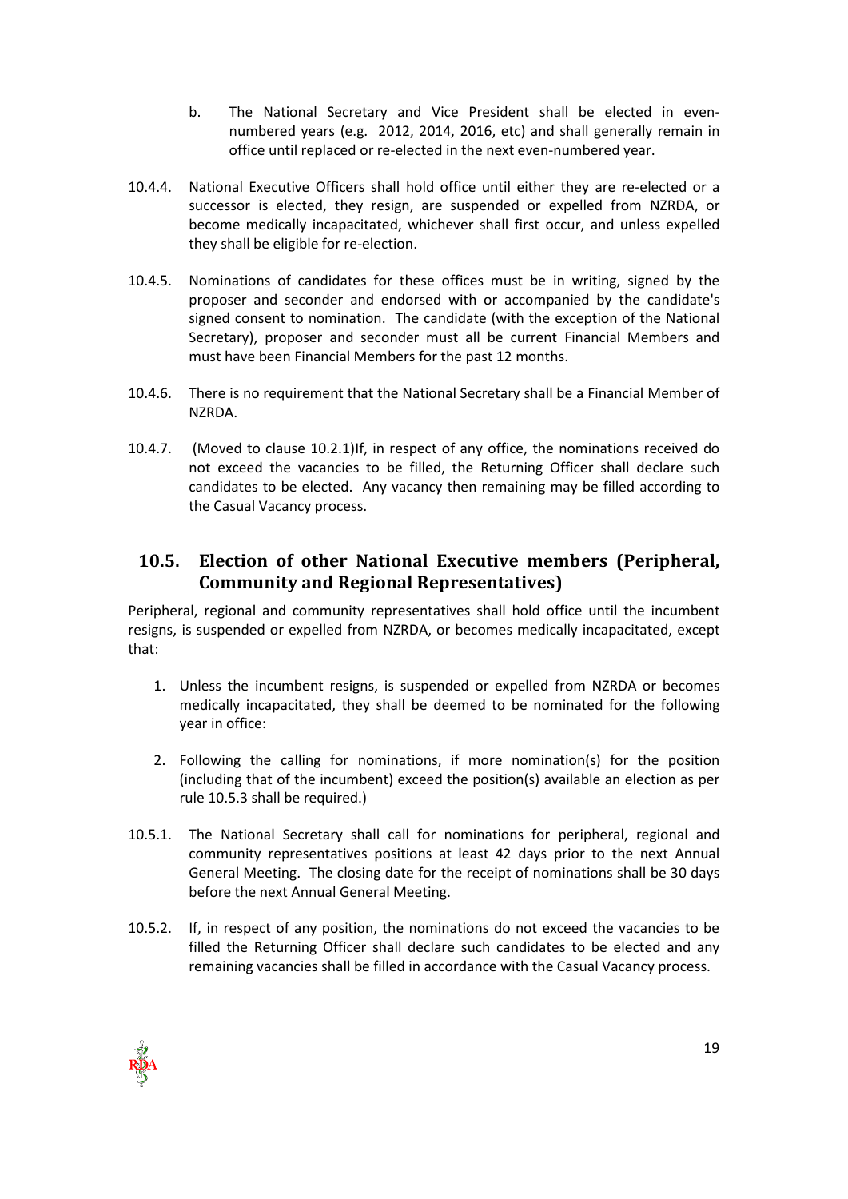b. The National Secretary and Vice President shall be elected in even-numbered years (e.g. 2012, 2014, 2016, etc) and shall generally remain in office until replaced or re-elected in the next even-numbered year.

10.4.4. National Executive Officers shall hold office until either they are re-elected or a successor is elected, they resign, are suspended or expelled from NZRDA, or become medically incapacitated, whichever shall first occur, and unless expelled they shall be eligible for re-election.

10.4.5. Nominations of candidates for these offices must be in writing, signed by the proposer and seconder and endorsed with or accompanied by the candidate's signed consent to nomination. The candidate (with the exception of the National Secretary), proposer and seconder must all be current Financial Members and must have been Financial Members for the past 12 months.

10.4.6. There is no requirement that the National Secretary shall be a Financial Member of NZRDA.

10.4.7. (Moved to clause 10.2.1)If, in respect of any office, the nominations received do not exceed the vacancies to be filled, the Returning Officer shall declare such candidates to be elected. Any vacancy then remaining may be filled according to the Casual Vacancy process.

## 10.5. Election of other National Executive members (Peripheral, Community and Regional Representatives)

Peripheral, regional and community representatives shall hold office until the incumbent resigns, is suspended or expelled from NZRDA, or becomes medically incapacitated, except that:

1. Unless the incumbent resigns, is suspended or expelled from NZRDA or becomes medically incapacitated, they shall be deemed to be nominated for the following year in office:
2. Following the calling for nominations, if more nomination(s) for the position (including that of the incumbent) exceed the position(s) available an election as per rule 10.5.3 shall be required.)

10.5.1. The National Secretary shall call for nominations for peripheral, regional and community representatives positions at least 42 days prior to the next Annual General Meeting. The closing date for the receipt of nominations shall be 30 days before the next Annual General Meeting.

10.5.2. If, in respect of any position, the nominations do not exceed the vacancies to be filled the Returning Officer shall declare such candidates to be elected and any remaining vacancies shall be filled in accordance with the Casual Vacancy process.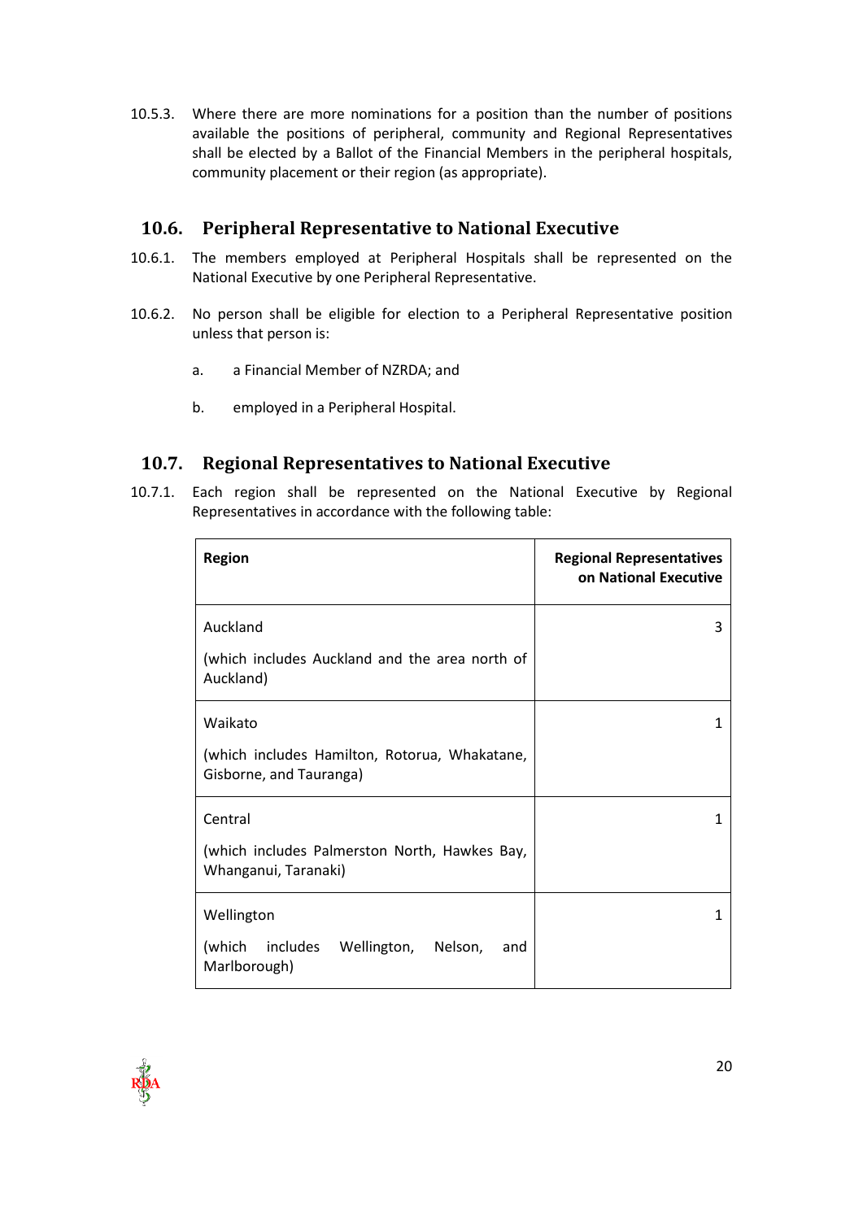10.5.3. Where there are more nominations for a position than the number of positions available the positions of peripheral, community and Regional Representatives shall be elected by a Ballot of the Financial Members in the peripheral hospitals, community placement or their region (as appropriate).

## 10.6. Peripheral Representative to National Executive

10.6.1. The members employed at Peripheral Hospitals shall be represented on the National Executive by one Peripheral Representative.

10.6.2. No person shall be eligible for election to a Peripheral Representative position unless that person is:

a. a Financial Member of NZRDA; and

b. employed in a Peripheral Hospital.

## 10.7. Regional Representatives to National Executive

10.7.1. Each region shall be represented on the National Executive by Regional Representatives in accordance with the following table:

| Region | Regional Representatives on National Executive |
|---|---|
| Auckland<br><br>(which includes Auckland and the area north of Auckland) | 3 |
| Waikato<br><br>(which includes Hamilton, Rotorua, Whakatane, Gisborne, and Tauranga) | 1 |
| Central<br><br>(which includes Palmerston North, Hawkes Bay, Whanganui, Taranaki) | 1 |
| Wellington<br><br>(which includes Wellington, Nelson, and Marlborough) | 1 |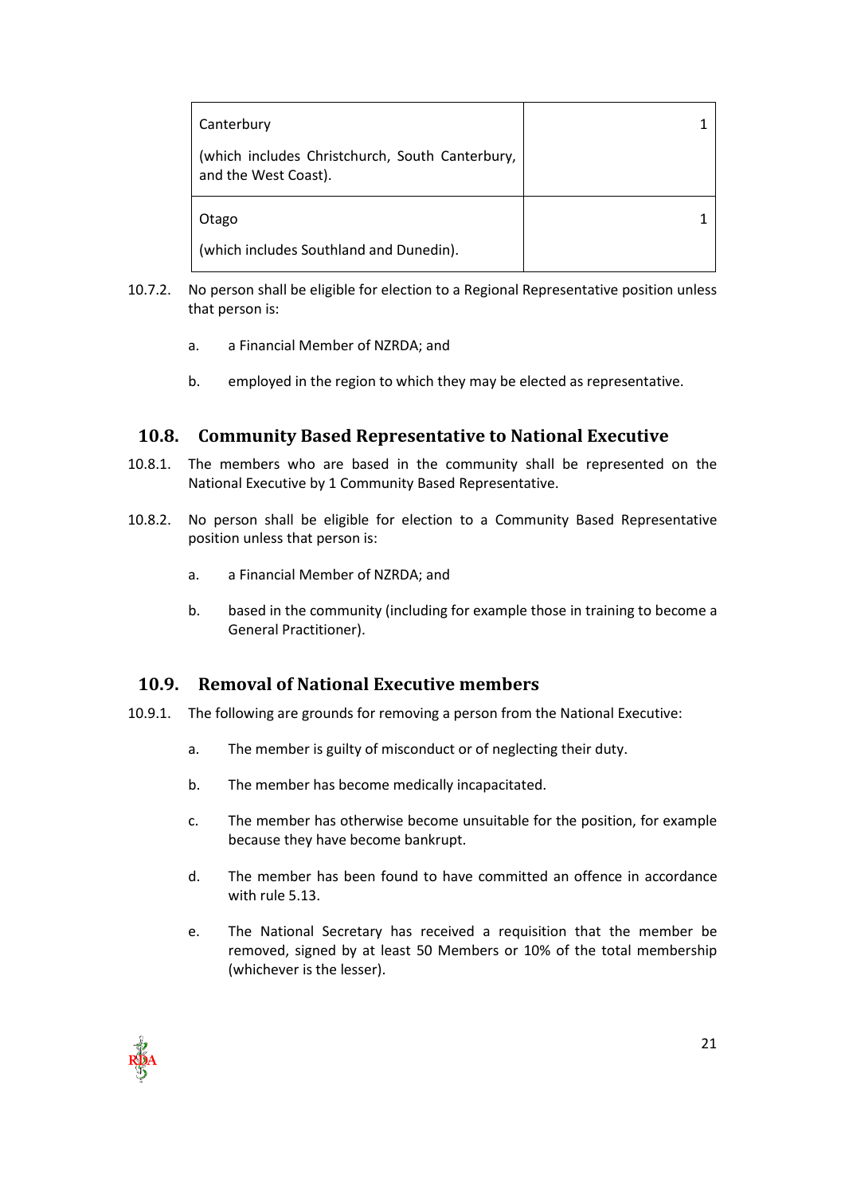| | |
|---|---|
| Canterbury<br><br>(which includes Christchurch, South Canterbury, and the West Coast). | 1 |
| Otago<br><br>(which includes Southland and Dunedin). | 1 |

10.7.2. No person shall be eligible for election to a Regional Representative position unless that person is:

a. a Financial Member of NZRDA; and

b. employed in the region to which they may be elected as representative.

## 10.8. Community Based Representative to National Executive

10.8.1. The members who are based in the community shall be represented on the National Executive by 1 Community Based Representative.

10.8.2. No person shall be eligible for election to a Community Based Representative position unless that person is:

a. a Financial Member of NZRDA; and

b. based in the community (including for example those in training to become a General Practitioner).

## 10.9. Removal of National Executive members

10.9.1. The following are grounds for removing a person from the National Executive:

a. The member is guilty of misconduct or of neglecting their duty.

b. The member has become medically incapacitated.

c. The member has otherwise become unsuitable for the position, for example because they have become bankrupt.

d. The member has been found to have committed an offence in accordance with rule 5.13.

e. The National Secretary has received a requisition that the member be removed, signed by at least 50 Members or 10% of the total membership (whichever is the lesser).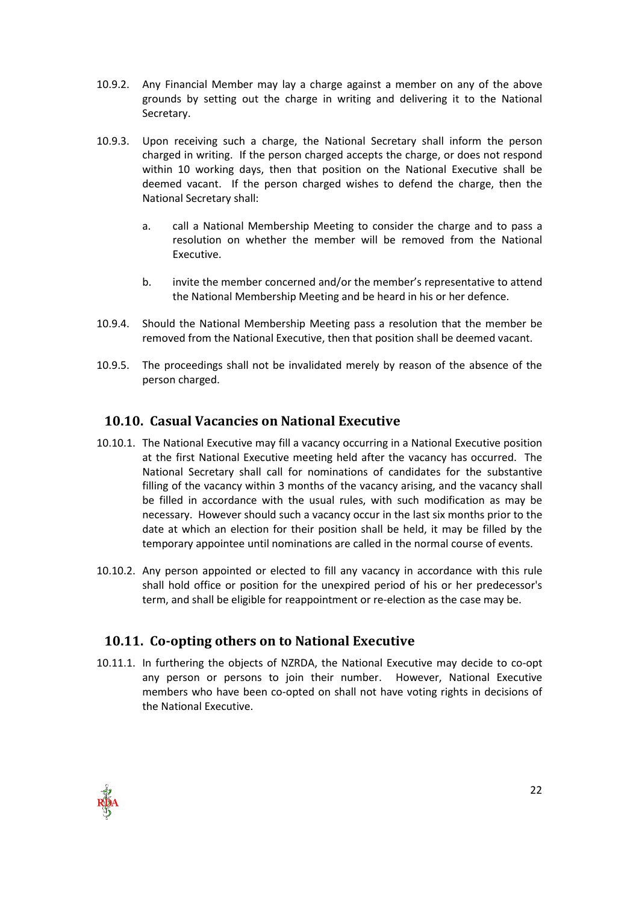10.9.2. Any Financial Member may lay a charge against a member on any of the above grounds by setting out the charge in writing and delivering it to the National Secretary.

10.9.3. Upon receiving such a charge, the National Secretary shall inform the person charged in writing. If the person charged accepts the charge, or does not respond within 10 working days, then that position on the National Executive shall be deemed vacant. If the person charged wishes to defend the charge, then the National Secretary shall:

a. call a National Membership Meeting to consider the charge and to pass a resolution on whether the member will be removed from the National Executive.

b. invite the member concerned and/or the member's representative to attend the National Membership Meeting and be heard in his or her defence.

10.9.4. Should the National Membership Meeting pass a resolution that the member be removed from the National Executive, then that position shall be deemed vacant.

10.9.5. The proceedings shall not be invalidated merely by reason of the absence of the person charged.

## 10.10. Casual Vacancies on National Executive

10.10.1. The National Executive may fill a vacancy occurring in a National Executive position at the first National Executive meeting held after the vacancy has occurred. The National Secretary shall call for nominations of candidates for the substantive filling of the vacancy within 3 months of the vacancy arising, and the vacancy shall be filled in accordance with the usual rules, with such modification as may be necessary. However should such a vacancy occur in the last six months prior to the date at which an election for their position shall be held, it may be filled by the temporary appointee until nominations are called in the normal course of events.

10.10.2. Any person appointed or elected to fill any vacancy in accordance with this rule shall hold office or position for the unexpired period of his or her predecessor's term, and shall be eligible for reappointment or re-election as the case may be.

## 10.11. Co-opting others on to National Executive

10.11.1. In furthering the objects of NZRDA, the National Executive may decide to co-opt any person or persons to join their number. However, National Executive members who have been co-opted on shall not have voting rights in decisions of the National Executive.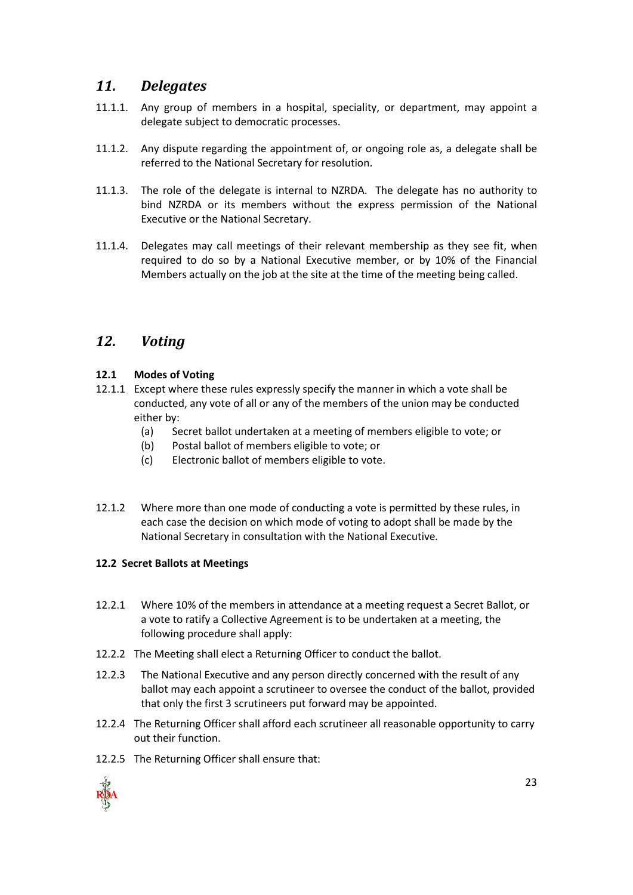## *11. Delegates*

11.1.1. Any group of members in a hospital, speciality, or department, may appoint a delegate subject to democratic processes.

11.1.2. Any dispute regarding the appointment of, or ongoing role as, a delegate shall be referred to the National Secretary for resolution.

11.1.3. The role of the delegate is internal to NZRDA. The delegate has no authority to bind NZRDA or its members without the express permission of the National Executive or the National Secretary.

11.1.4. Delegates may call meetings of their relevant membership as they see fit, when required to do so by a National Executive member, or by 10% of the Financial Members actually on the job at the site at the time of the meeting being called.

## *12. Voting*

### 12.1 Modes of Voting

12.1.1 Except where these rules expressly specify the manner in which a vote shall be conducted, any vote of all or any of the members of the union may be conducted either by:

- (a) Secret ballot undertaken at a meeting of members eligible to vote; or
- (b) Postal ballot of members eligible to vote; or
- (c) Electronic ballot of members eligible to vote.

12.1.2 Where more than one mode of conducting a vote is permitted by these rules, in each case the decision on which mode of voting to adopt shall be made by the National Secretary in consultation with the National Executive.

### 12.2 Secret Ballots at Meetings

12.2.1 Where 10% of the members in attendance at a meeting request a Secret Ballot, or a vote to ratify a Collective Agreement is to be undertaken at a meeting, the following procedure shall apply:

12.2.2 The Meeting shall elect a Returning Officer to conduct the ballot.

12.2.3 The National Executive and any person directly concerned with the result of any ballot may each appoint a scrutineer to oversee the conduct of the ballot, provided that only the first 3 scrutineers put forward may be appointed.

12.2.4 The Returning Officer shall afford each scrutineer all reasonable opportunity to carry out their function.

12.2.5 The Returning Officer shall ensure that: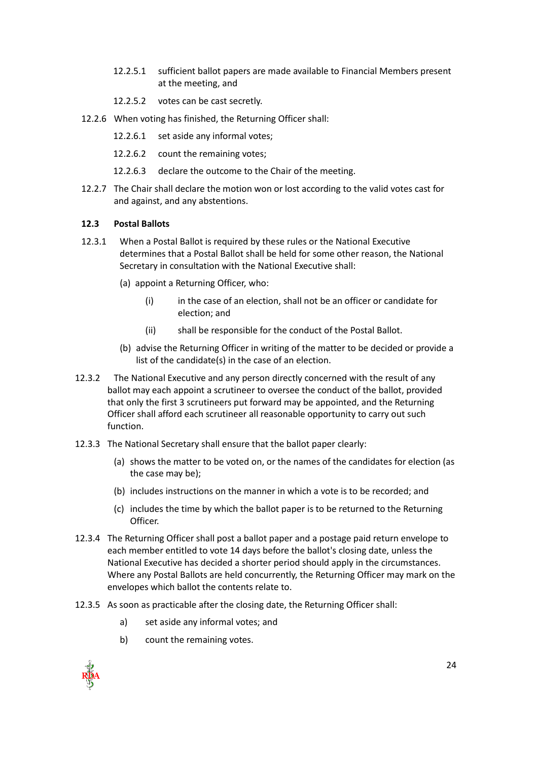12.2.5.1 sufficient ballot papers are made available to Financial Members present at the meeting, and

12.2.5.2 votes can be cast secretly.

12.2.6 When voting has finished, the Returning Officer shall:

12.2.6.1 set aside any informal votes;

12.2.6.2 count the remaining votes;

12.2.6.3 declare the outcome to the Chair of the meeting.

12.2.7 The Chair shall declare the motion won or lost according to the valid votes cast for and against, and any abstentions.

**12.3 Postal Ballots**

12.3.1 When a Postal Ballot is required by these rules or the National Executive determines that a Postal Ballot shall be held for some other reason, the National Secretary in consultation with the National Executive shall:

(a) appoint a Returning Officer, who:

(i) in the case of an election, shall not be an officer or candidate for election; and

(ii) shall be responsible for the conduct of the Postal Ballot.

(b) advise the Returning Officer in writing of the matter to be decided or provide a list of the candidate(s) in the case of an election.

12.3.2 The National Executive and any person directly concerned with the result of any ballot may each appoint a scrutineer to oversee the conduct of the ballot, provided that only the first 3 scrutineers put forward may be appointed, and the Returning Officer shall afford each scrutineer all reasonable opportunity to carry out such function.

12.3.3 The National Secretary shall ensure that the ballot paper clearly:

(a) shows the matter to be voted on, or the names of the candidates for election (as the case may be);

(b) includes instructions on the manner in which a vote is to be recorded; and

(c) includes the time by which the ballot paper is to be returned to the Returning Officer.

12.3.4 The Returning Officer shall post a ballot paper and a postage paid return envelope to each member entitled to vote 14 days before the ballot's closing date, unless the National Executive has decided a shorter period should apply in the circumstances. Where any Postal Ballots are held concurrently, the Returning Officer may mark on the envelopes which ballot the contents relate to.

12.3.5 As soon as practicable after the closing date, the Returning Officer shall:

a) set aside any informal votes; and

b) count the remaining votes.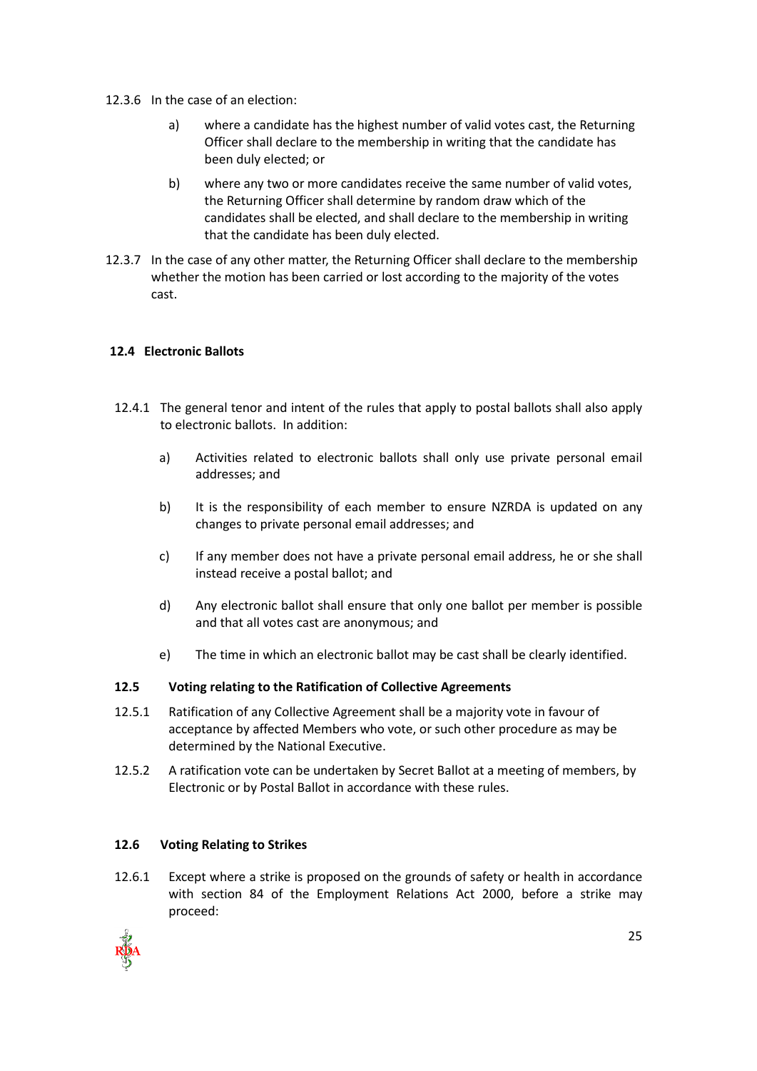12.3.6 In the case of an election:

a) where a candidate has the highest number of valid votes cast, the Returning Officer shall declare to the membership in writing that the candidate has been duly elected; or

b) where any two or more candidates receive the same number of valid votes, the Returning Officer shall determine by random draw which of the candidates shall be elected, and shall declare to the membership in writing that the candidate has been duly elected.

12.3.7 In the case of any other matter, the Returning Officer shall declare to the membership whether the motion has been carried or lost according to the majority of the votes cast.

### 12.4 Electronic Ballots

12.4.1 The general tenor and intent of the rules that apply to postal ballots shall also apply to electronic ballots. In addition:

a) Activities related to electronic ballots shall only use private personal email addresses; and

b) It is the responsibility of each member to ensure NZRDA is updated on any changes to private personal email addresses; and

c) If any member does not have a private personal email address, he or she shall instead receive a postal ballot; and

d) Any electronic ballot shall ensure that only one ballot per member is possible and that all votes cast are anonymous; and

e) The time in which an electronic ballot may be cast shall be clearly identified.

### 12.5 Voting relating to the Ratification of Collective Agreements

12.5.1 Ratification of any Collective Agreement shall be a majority vote in favour of acceptance by affected Members who vote, or such other procedure as may be determined by the National Executive.

12.5.2 A ratification vote can be undertaken by Secret Ballot at a meeting of members, by Electronic or by Postal Ballot in accordance with these rules.

### 12.6 Voting Relating to Strikes

12.6.1 Except where a strike is proposed on the grounds of safety or health in accordance with section 84 of the Employment Relations Act 2000, before a strike may proceed: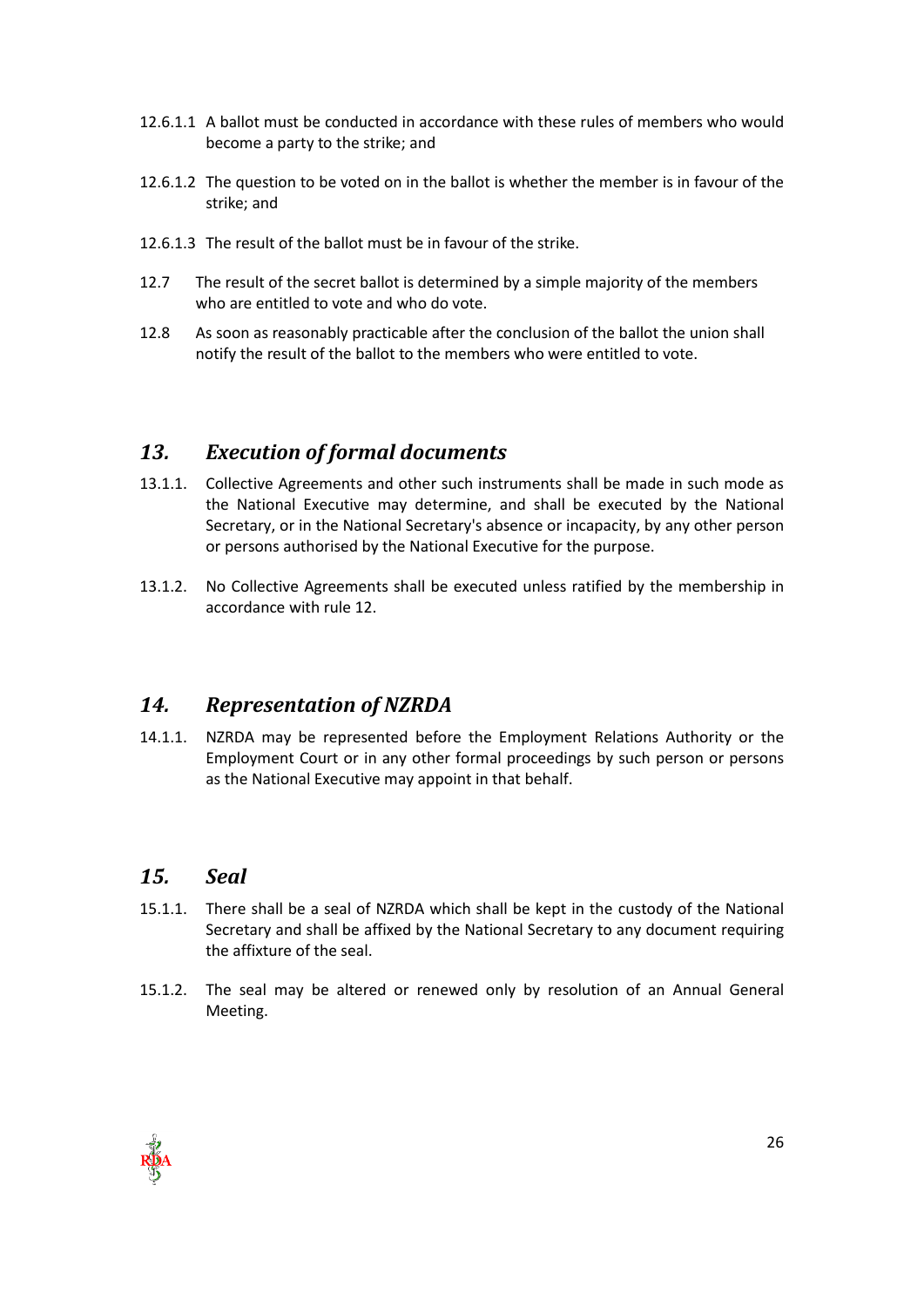12.6.1.1 A ballot must be conducted in accordance with these rules of members who would become a party to the strike; and

12.6.1.2 The question to be voted on in the ballot is whether the member is in favour of the strike; and

12.6.1.3 The result of the ballot must be in favour of the strike.

12.7 The result of the secret ballot is determined by a simple majority of the members who are entitled to vote and who do vote.

12.8 As soon as reasonably practicable after the conclusion of the ballot the union shall notify the result of the ballot to the members who were entitled to vote.

## *13. Execution of formal documents*

13.1.1. Collective Agreements and other such instruments shall be made in such mode as the National Executive may determine, and shall be executed by the National Secretary, or in the National Secretary's absence or incapacity, by any other person or persons authorised by the National Executive for the purpose.

13.1.2. No Collective Agreements shall be executed unless ratified by the membership in accordance with rule 12.

## *14. Representation of NZRDA*

14.1.1. NZRDA may be represented before the Employment Relations Authority or the Employment Court or in any other formal proceedings by such person or persons as the National Executive may appoint in that behalf.

## *15. Seal*

15.1.1. There shall be a seal of NZRDA which shall be kept in the custody of the National Secretary and shall be affixed by the National Secretary to any document requiring the affixture of the seal.

15.1.2. The seal may be altered or renewed only by resolution of an Annual General Meeting.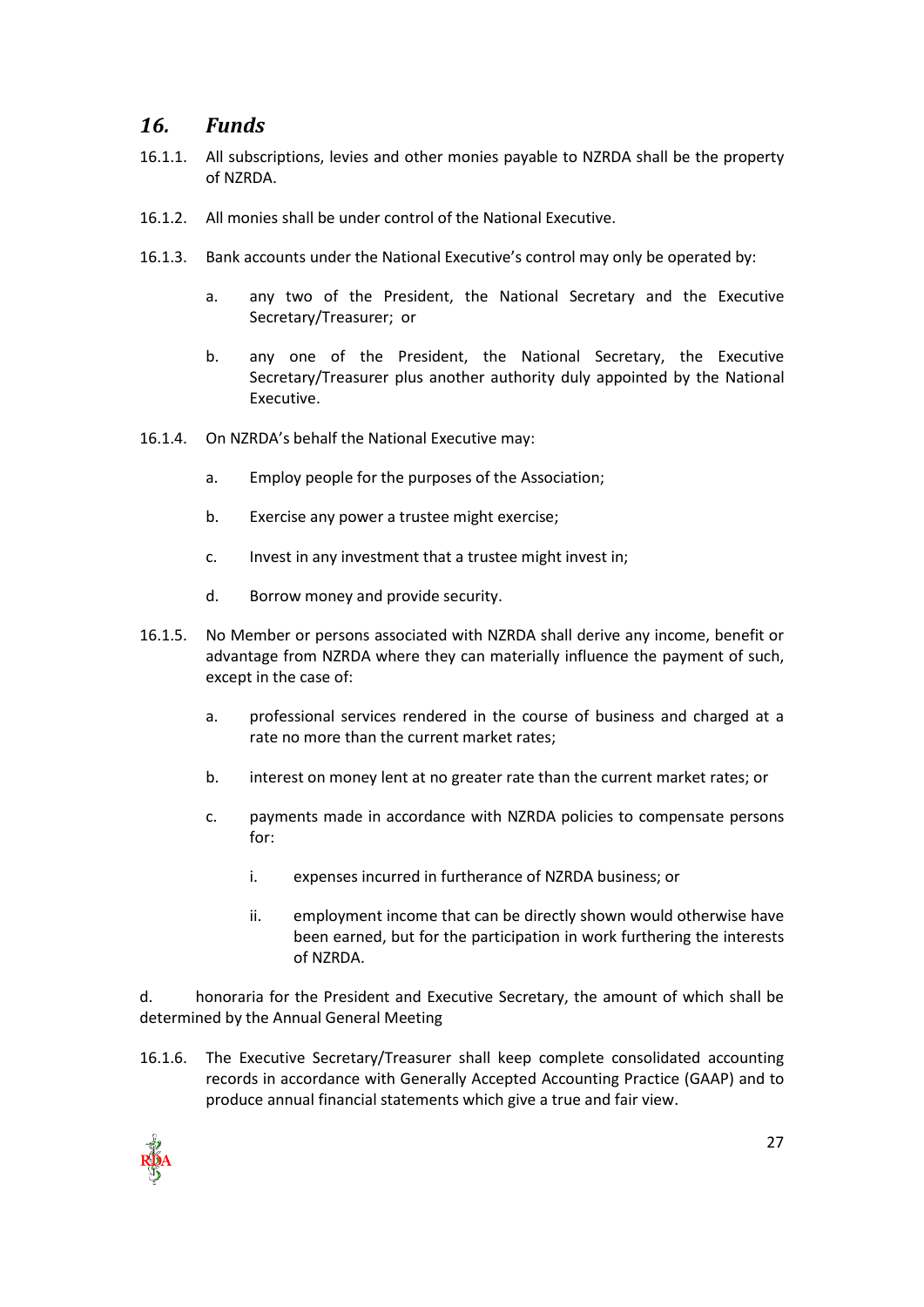## *16. Funds*

16.1.1. All subscriptions, levies and other monies payable to NZRDA shall be the property of NZRDA.

16.1.2. All monies shall be under control of the National Executive.

16.1.3. Bank accounts under the National Executive's control may only be operated by:

- a. any two of the President, the National Secretary and the Executive Secretary/Treasurer; or
- b. any one of the President, the National Secretary, the Executive Secretary/Treasurer plus another authority duly appointed by the National Executive.

16.1.4. On NZRDA's behalf the National Executive may:

- a. Employ people for the purposes of the Association;
- b. Exercise any power a trustee might exercise;
- c. Invest in any investment that a trustee might invest in;
- d. Borrow money and provide security.

16.1.5. No Member or persons associated with NZRDA shall derive any income, benefit or advantage from NZRDA where they can materially influence the payment of such, except in the case of:

- a. professional services rendered in the course of business and charged at a rate no more than the current market rates;
- b. interest on money lent at no greater rate than the current market rates; or
- c. payments made in accordance with NZRDA policies to compensate persons for:
  - i. expenses incurred in furtherance of NZRDA business; or
  - ii. employment income that can be directly shown would otherwise have been earned, but for the participation in work furthering the interests of NZRDA.

d. honoraria for the President and Executive Secretary, the amount of which shall be determined by the Annual General Meeting

16.1.6. The Executive Secretary/Treasurer shall keep complete consolidated accounting records in accordance with Generally Accepted Accounting Practice (GAAP) and to produce annual financial statements which give a true and fair view.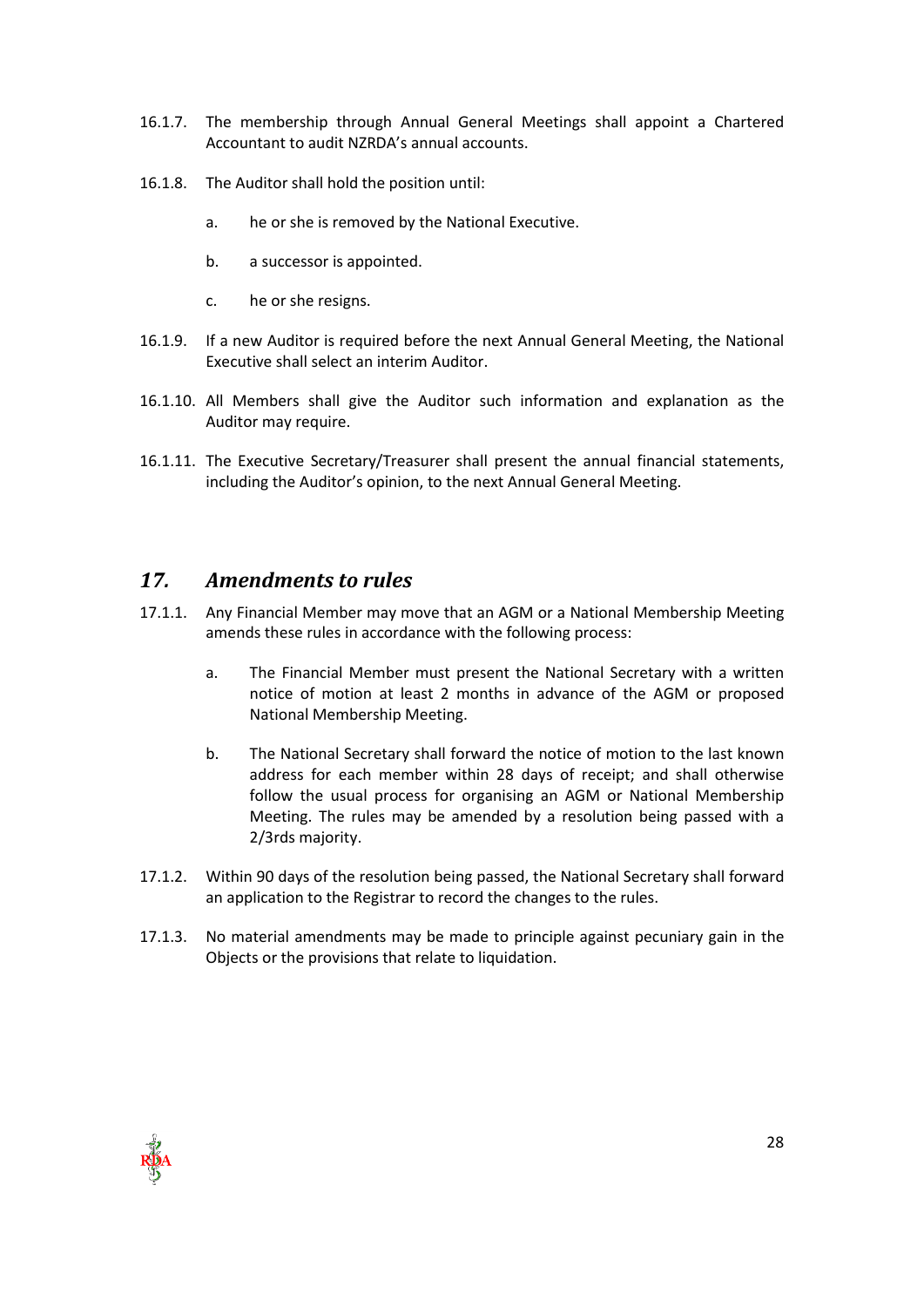16.1.7. The membership through Annual General Meetings shall appoint a Chartered Accountant to audit NZRDA's annual accounts.

16.1.8. The Auditor shall hold the position until:

   a. he or she is removed by the National Executive.

   b. a successor is appointed.

   c. he or she resigns.

16.1.9. If a new Auditor is required before the next Annual General Meeting, the National Executive shall select an interim Auditor.

16.1.10. All Members shall give the Auditor such information and explanation as the Auditor may require.

16.1.11. The Executive Secretary/Treasurer shall present the annual financial statements, including the Auditor's opinion, to the next Annual General Meeting.

## *17. Amendments to rules*

17.1.1. Any Financial Member may move that an AGM or a National Membership Meeting amends these rules in accordance with the following process:

   a. The Financial Member must present the National Secretary with a written notice of motion at least 2 months in advance of the AGM or proposed National Membership Meeting.

   b. The National Secretary shall forward the notice of motion to the last known address for each member within 28 days of receipt; and shall otherwise follow the usual process for organising an AGM or National Membership Meeting. The rules may be amended by a resolution being passed with a 2/3rds majority.

17.1.2. Within 90 days of the resolution being passed, the National Secretary shall forward an application to the Registrar to record the changes to the rules.

17.1.3. No material amendments may be made to principle against pecuniary gain in the Objects or the provisions that relate to liquidation.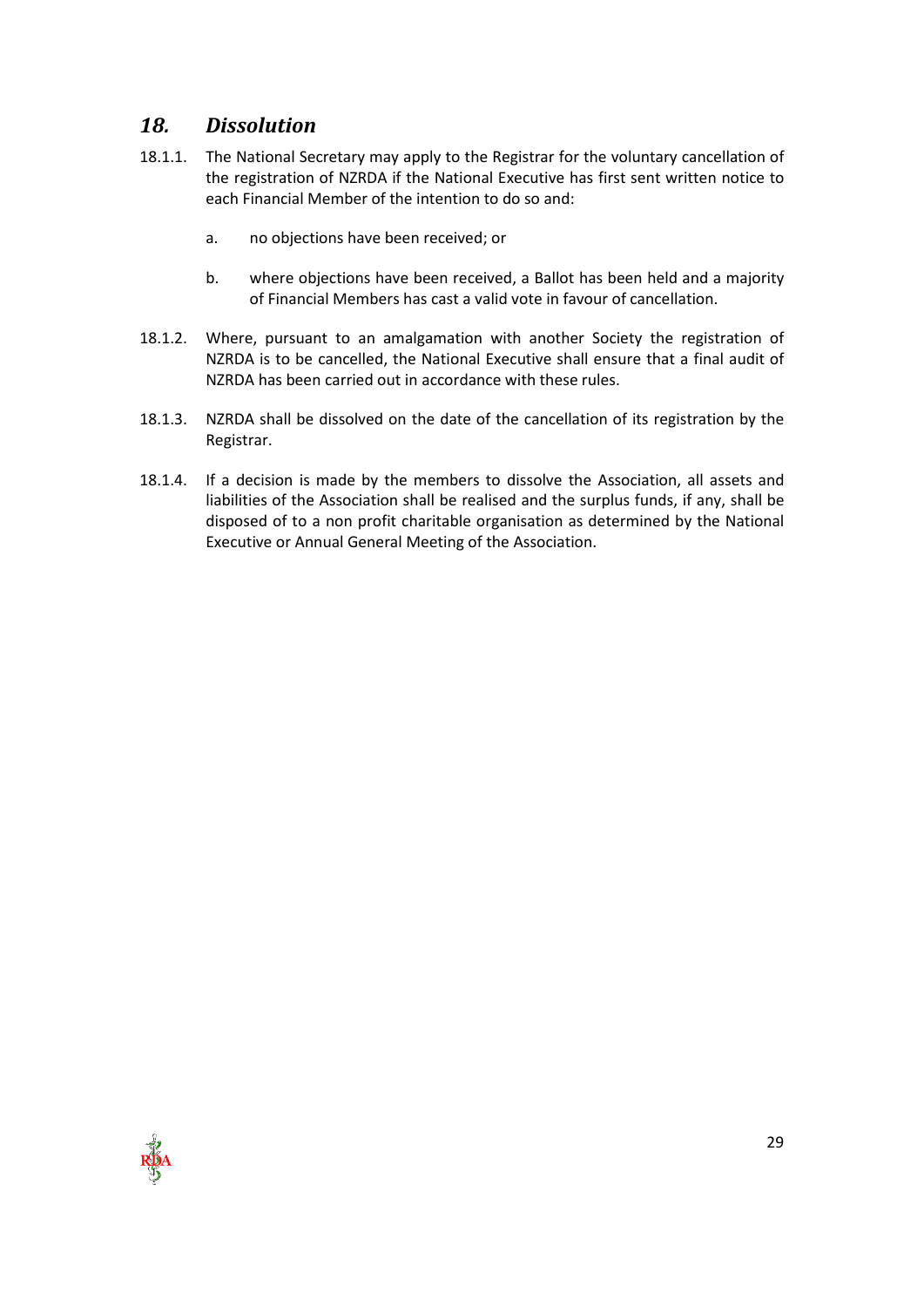## *18. Dissolution*

18.1.1. The National Secretary may apply to the Registrar for the voluntary cancellation of the registration of NZRDA if the National Executive has first sent written notice to each Financial Member of the intention to do so and:

   a. no objections have been received; or

   b. where objections have been received, a Ballot has been held and a majority of Financial Members has cast a valid vote in favour of cancellation.

18.1.2. Where, pursuant to an amalgamation with another Society the registration of NZRDA is to be cancelled, the National Executive shall ensure that a final audit of NZRDA has been carried out in accordance with these rules.

18.1.3. NZRDA shall be dissolved on the date of the cancellation of its registration by the Registrar.

18.1.4. If a decision is made by the members to dissolve the Association, all assets and liabilities of the Association shall be realised and the surplus funds, if any, shall be disposed of to a non profit charitable organisation as determined by the National Executive or Annual General Meeting of the Association.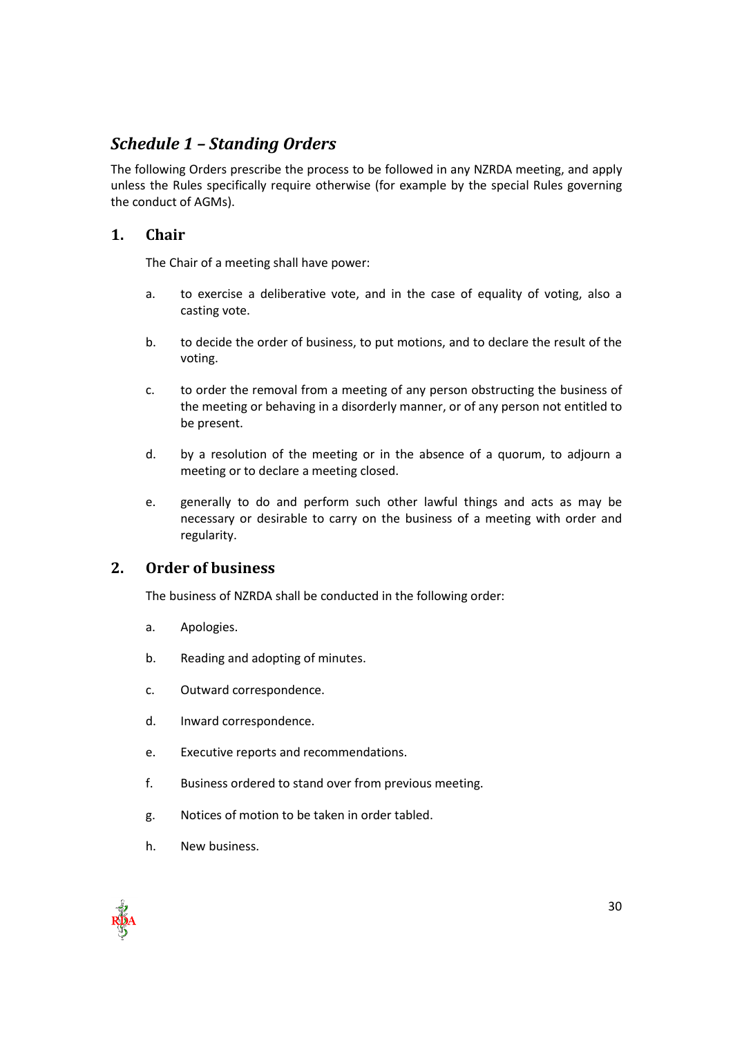## *Schedule 1 – Standing Orders*

The following Orders prescribe the process to be followed in any NZRDA meeting, and apply unless the Rules specifically require otherwise (for example by the special Rules governing the conduct of AGMs).

### 1. Chair

The Chair of a meeting shall have power:

a. to exercise a deliberative vote, and in the case of equality of voting, also a casting vote.

b. to decide the order of business, to put motions, and to declare the result of the voting.

c. to order the removal from a meeting of any person obstructing the business of the meeting or behaving in a disorderly manner, or of any person not entitled to be present.

d. by a resolution of the meeting or in the absence of a quorum, to adjourn a meeting or to declare a meeting closed.

e. generally to do and perform such other lawful things and acts as may be necessary or desirable to carry on the business of a meeting with order and regularity.

### 2. Order of business

The business of NZRDA shall be conducted in the following order:

a. Apologies.

b. Reading and adopting of minutes.

c. Outward correspondence.

d. Inward correspondence.

e. Executive reports and recommendations.

f. Business ordered to stand over from previous meeting.

g. Notices of motion to be taken in order tabled.

h. New business.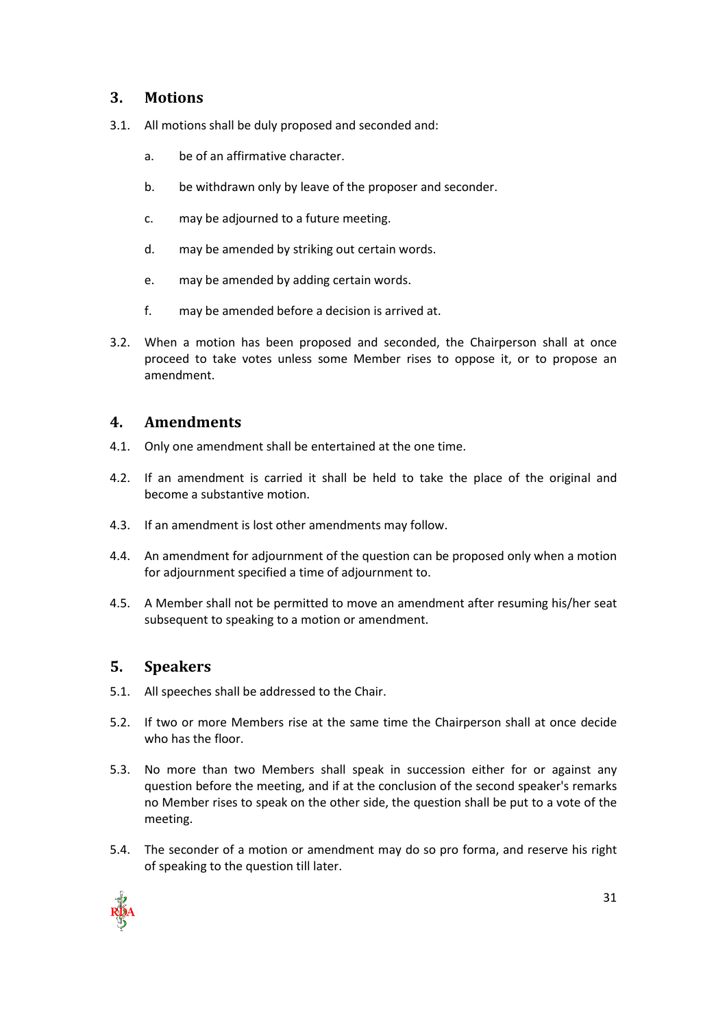## 3. Motions

3.1. All motions shall be duly proposed and seconded and:

a. be of an affirmative character.

b. be withdrawn only by leave of the proposer and seconder.

c. may be adjourned to a future meeting.

d. may be amended by striking out certain words.

e. may be amended by adding certain words.

f. may be amended before a decision is arrived at.

3.2. When a motion has been proposed and seconded, the Chairperson shall at once proceed to take votes unless some Member rises to oppose it, or to propose an amendment.

## 4. Amendments

4.1. Only one amendment shall be entertained at the one time.

4.2. If an amendment is carried it shall be held to take the place of the original and become a substantive motion.

4.3. If an amendment is lost other amendments may follow.

4.4. An amendment for adjournment of the question can be proposed only when a motion for adjournment specified a time of adjournment to.

4.5. A Member shall not be permitted to move an amendment after resuming his/her seat subsequent to speaking to a motion or amendment.

## 5. Speakers

5.1. All speeches shall be addressed to the Chair.

5.2. If two or more Members rise at the same time the Chairperson shall at once decide who has the floor.

5.3. No more than two Members shall speak in succession either for or against any question before the meeting, and if at the conclusion of the second speaker's remarks no Member rises to speak on the other side, the question shall be put to a vote of the meeting.

5.4. The seconder of a motion or amendment may do so pro forma, and reserve his right of speaking to the question till later.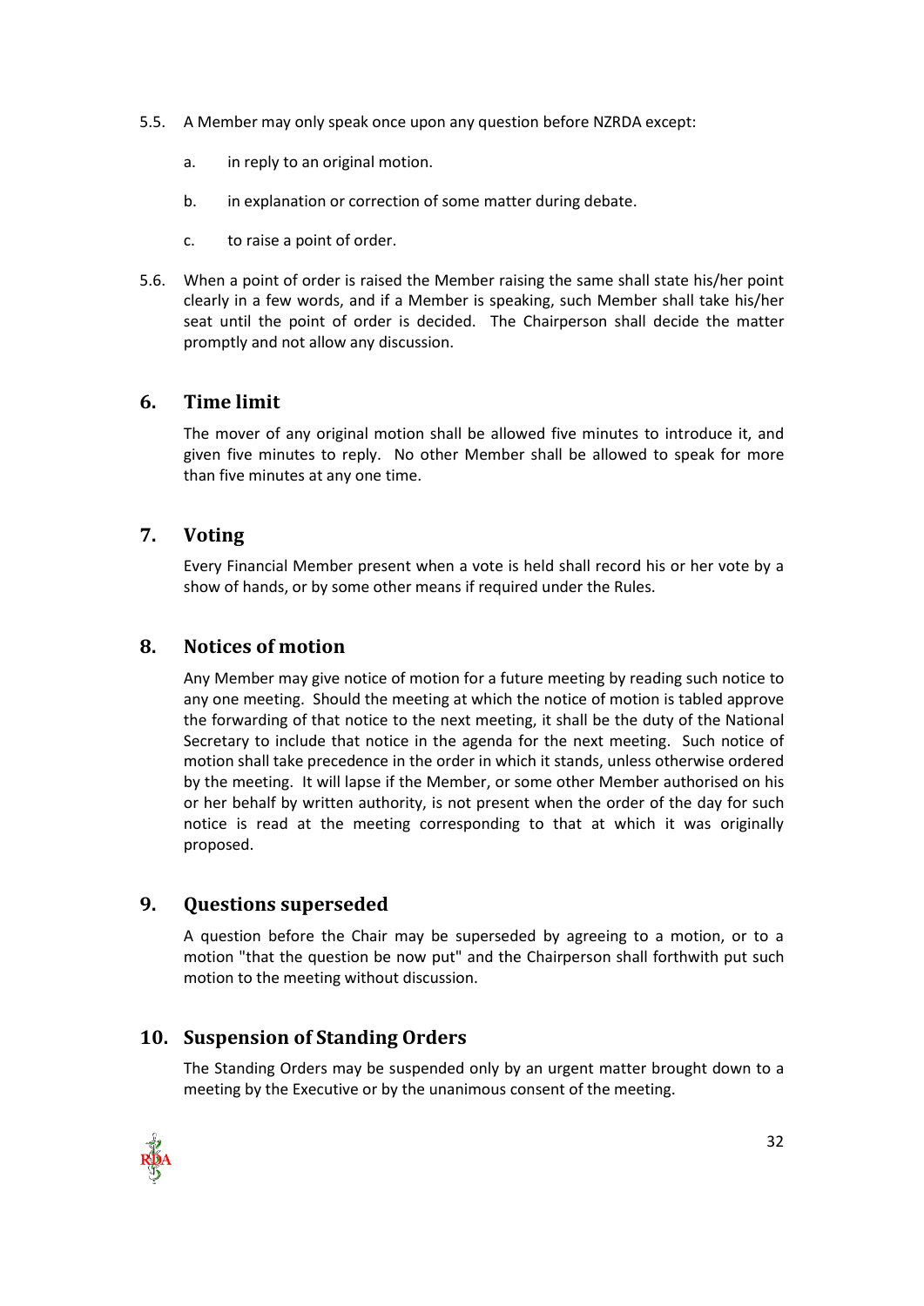5.5. A Member may only speak once upon any question before NZRDA except:

   a. in reply to an original motion.

   b. in explanation or correction of some matter during debate.

   c. to raise a point of order.

5.6. When a point of order is raised the Member raising the same shall state his/her point clearly in a few words, and if a Member is speaking, such Member shall take his/her seat until the point of order is decided. The Chairperson shall decide the matter promptly and not allow any discussion.

## 6. Time limit

The mover of any original motion shall be allowed five minutes to introduce it, and given five minutes to reply. No other Member shall be allowed to speak for more than five minutes at any one time.

## 7. Voting

Every Financial Member present when a vote is held shall record his or her vote by a show of hands, or by some other means if required under the Rules.

## 8. Notices of motion

Any Member may give notice of motion for a future meeting by reading such notice to any one meeting. Should the meeting at which the notice of motion is tabled approve the forwarding of that notice to the next meeting, it shall be the duty of the National Secretary to include that notice in the agenda for the next meeting. Such notice of motion shall take precedence in the order in which it stands, unless otherwise ordered by the meeting. It will lapse if the Member, or some other Member authorised on his or her behalf by written authority, is not present when the order of the day for such notice is read at the meeting corresponding to that at which it was originally proposed.

## 9. Questions superseded

A question before the Chair may be superseded by agreeing to a motion, or to a motion "that the question be now put" and the Chairperson shall forthwith put such motion to the meeting without discussion.

## 10. Suspension of Standing Orders

The Standing Orders may be suspended only by an urgent matter brought down to a meeting by the Executive or by the unanimous consent of the meeting.